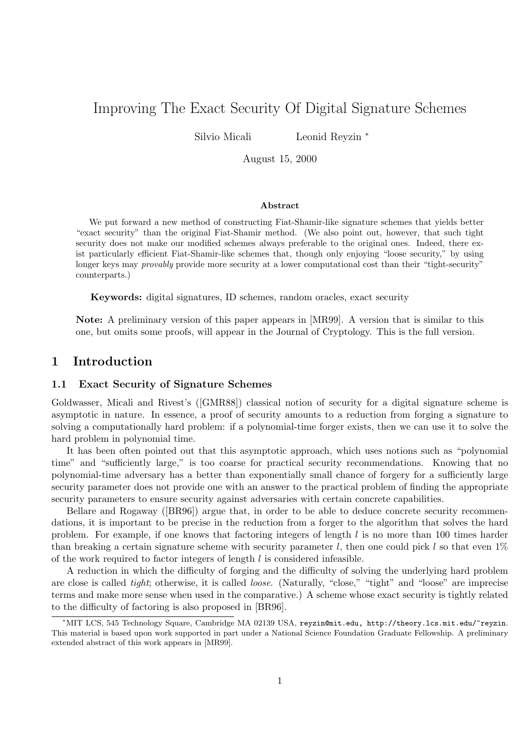# Improving The Exact Security Of Digital Signature Schemes

Silvio Micali Leonid Reyzin *

August 15, 2000

**Abstract**

We put forward a new method of constructing Fiat-Shamir-like signature schemes that yields better "exact security" than the original Fiat-Shamir method. (We also point out, however, that such tight security does not make our modified schemes always preferable to the original ones. Indeed, there exist particularly efficient Fiat-Shamir-like schemes that, though only enjoying "loose security," by using longer keys may *provably* provide more security at a lower computational cost than their "tight-security" counterparts.)

**Keywords:** digital signatures, ID schemes, random oracles, exact security

**Note:** A preliminary version of this paper appears in [MR99]. A version that is similar to this one, but omits some proofs, will appear in the Journal of Cryptology. This is the full version.

## 1 Introduction

### 1.1 Exact Security of Signature Schemes

Goldwasser, Micali and Rivest's ([GMR88]) classical notion of security for a digital signature scheme is asymptotic in nature. In essence, a proof of security amounts to a reduction from forging a signature to solving a computationally hard problem: if a polynomial-time forger exists, then we can use it to solve the hard problem in polynomial time.

It has been often pointed out that this asymptotic approach, which uses notions such as "polynomial time" and "sufficiently large," is too coarse for practical security recommendations. Knowing that no polynomial-time adversary has a better than exponentially small chance of forgery for a sufficiently large security parameter does not provide one with an answer to the practical problem of finding the appropriate security parameters to ensure security against adversaries with certain concrete capabilities.

Bellare and Rogaway ([BR96]) argue that, in order to be able to deduce concrete security recommendations, it is important to be precise in the reduction from a forger to the algorithm that solves the hard problem. For example, if one knows that factoring integers of length $l$ is no more than 100 times harder than breaking a certain signature scheme with security parameter $l$, then one could pick $l$ so that even 1% of the work required to factor integers of length $l$ is considered infeasible.

A reduction in which the difficulty of forging and the difficulty of solving the underlying hard problem are close is called *tight*; otherwise, it is called *loose*. (Naturally, "close," "tight" and "loose" are imprecise terms and make more sense when used in the comparative.) A scheme whose exact security is tightly related to the difficulty of factoring is also proposed in [BR96].

---

*MIT LCS, 545 Technology Square, Cambridge MA 02139 USA, reyzin@mit.edu, http://theory.lcs.mit.edu/~reyzin. This material is based upon work supported in part under a National Science Foundation Graduate Fellowship. A preliminary extended abstract of this work appears in [MR99].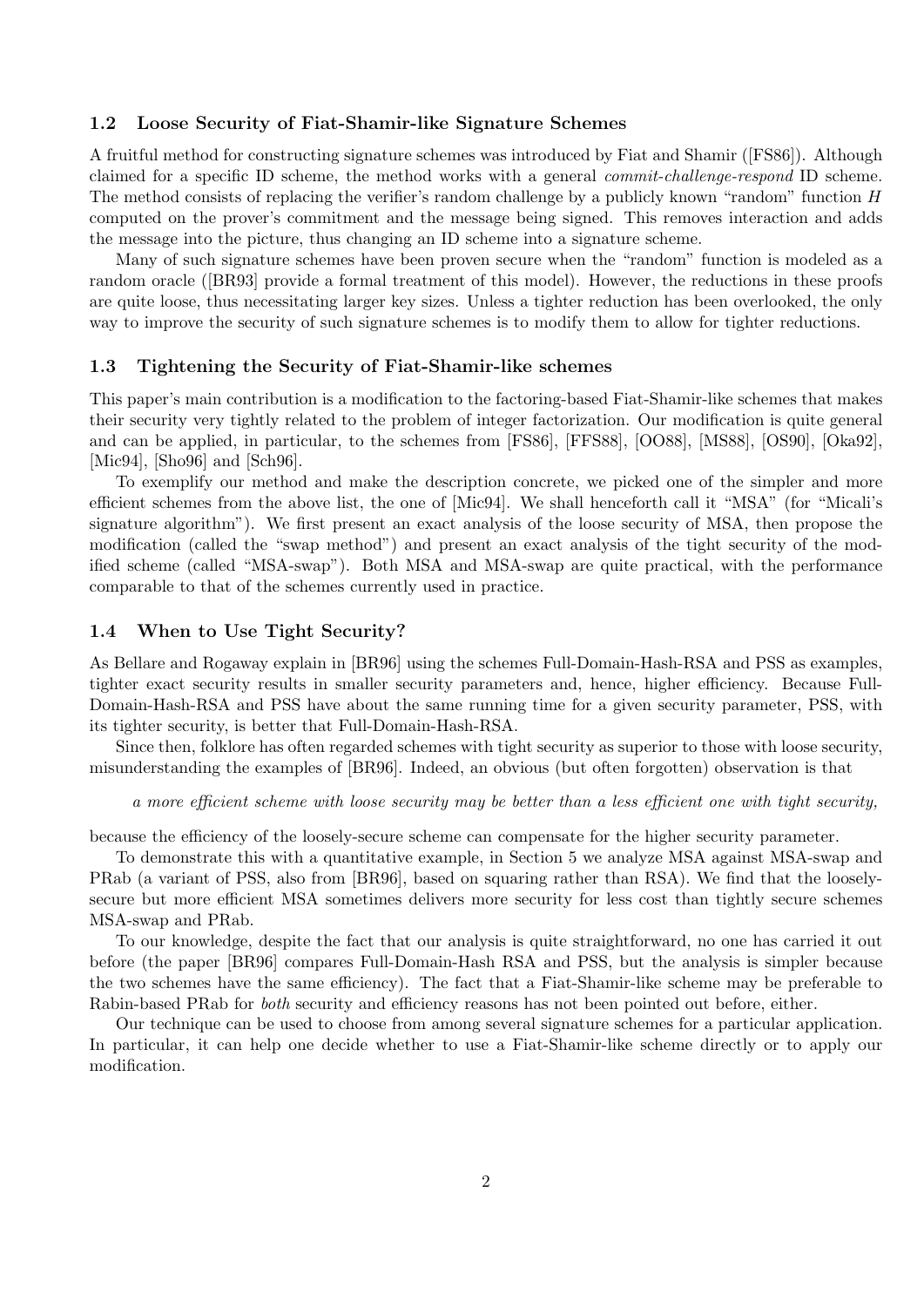### 1.2 Loose Security of Fiat-Shamir-like Signature Schemes

A fruitful method for constructing signature schemes was introduced by Fiat and Shamir ([FS86]). Although claimed for a specific ID scheme, the method works with a general *commit-challenge-respond* ID scheme. The method consists of replacing the verifier's random challenge by a publicly known "random" function $H$ computed on the prover's commitment and the message being signed. This removes interaction and adds the message into the picture, thus changing an ID scheme into a signature scheme.

Many of such signature schemes have been proven secure when the "random" function is modeled as a random oracle ([BR93] provide a formal treatment of this model). However, the reductions in these proofs are quite loose, thus necessitating larger key sizes. Unless a tighter reduction has been overlooked, the only way to improve the security of such signature schemes is to modify them to allow for tighter reductions.

### 1.3 Tightening the Security of Fiat-Shamir-like schemes

This paper's main contribution is a modification to the factoring-based Fiat-Shamir-like schemes that makes their security very tightly related to the problem of integer factorization. Our modification is quite general and can be applied, in particular, to the schemes from [FS86], [FFS88], [OO88], [MS88], [OS90], [Oka92], [Mic94], [Sho96] and [Sch96].

To exemplify our method and make the description concrete, we picked one of the simpler and more efficient schemes from the above list, the one of [Mic94]. We shall henceforth call it "MSA" (for "Micali's signature algorithm"). We first present an exact analysis of the loose security of MSA, then propose the modification (called the "swap method") and present an exact analysis of the tight security of the modified scheme (called "MSA-swap"). Both MSA and MSA-swap are quite practical, with the performance comparable to that of the schemes currently used in practice.

### 1.4 When to Use Tight Security?

As Bellare and Rogaway explain in [BR96] using the schemes Full-Domain-Hash-RSA and PSS as examples, tighter exact security results in smaller security parameters and, hence, higher efficiency. Because Full-Domain-Hash-RSA and PSS have about the same running time for a given security parameter, PSS, with its tighter security, is better that Full-Domain-Hash-RSA.

Since then, folklore has often regarded schemes with tight security as superior to those with loose security, misunderstanding the examples of [BR96]. Indeed, an obvious (but often forgotten) observation is that

*a more efficient scheme with loose security may be better than a less efficient one with tight security,*

because the efficiency of the loosely-secure scheme can compensate for the higher security parameter.

To demonstrate this with a quantitative example, in Section 5 we analyze MSA against MSA-swap and PRab (a variant of PSS, also from [BR96], based on squaring rather than RSA). We find that the loosely-secure but more efficient MSA sometimes delivers more security for less cost than tightly secure schemes MSA-swap and PRab.

To our knowledge, despite the fact that our analysis is quite straightforward, no one has carried it out before (the paper [BR96] compares Full-Domain-Hash RSA and PSS, but the analysis is simpler because the two schemes have the same efficiency). The fact that a Fiat-Shamir-like scheme may be preferable to Rabin-based PRab for *both* security and efficiency reasons has not been pointed out before, either.

Our technique can be used to choose from among several signature schemes for a particular application. In particular, it can help one decide whether to use a Fiat-Shamir-like scheme directly or to apply our modification.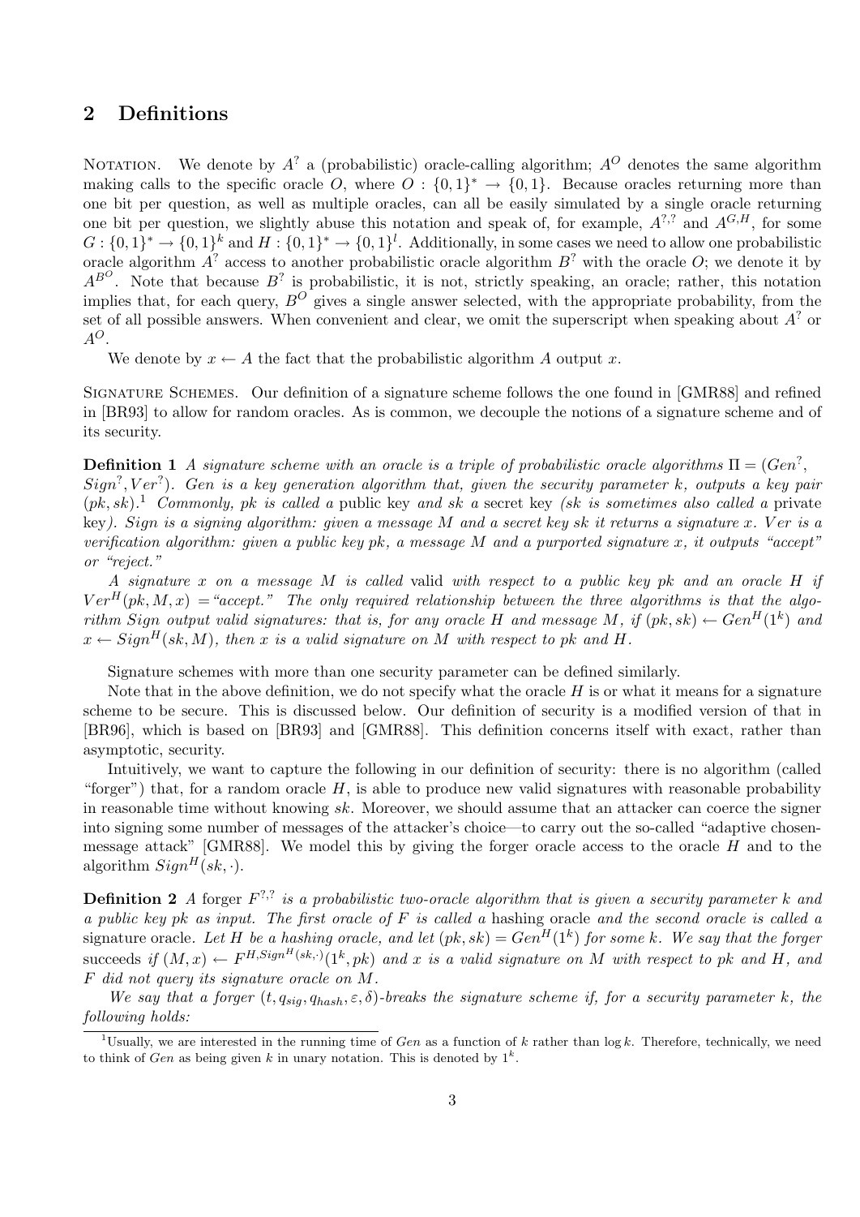## 2 Definitions

Notation. We denote by $A^?$ a (probabilistic) oracle-calling algorithm; $A^O$ denotes the same algorithm making calls to the specific oracle $O$, where $O : \{0,1\}^* \rightarrow \{0,1\}$. Because oracles returning more than one bit per question, as well as multiple oracles, can all be easily simulated by a single oracle returning one bit per question, we slightly abuse this notation and speak of, for example, $A^{?,?}$ and $A^{G,H}$, for some $G : \{0,1\}^* \rightarrow \{0,1\}^k$ and $H : \{0,1\}^* \rightarrow \{0,1\}^l$. Additionally, in some cases we need to allow one probabilistic oracle algorithm $A^?$ access to another probabilistic oracle algorithm $B^?$ with the oracle $O$; we denote it by $A^{B^O}$. Note that because $B^?$ is probabilistic, it is not, strictly speaking, an oracle; rather, this notation implies that, for each query, $B^O$ gives a single answer selected, with the appropriate probability, from the set of all possible answers. When convenient and clear, we omit the superscript when speaking about $A^?$ or $A^O$.

We denote by $x \leftarrow A$ the fact that the probabilistic algorithm $A$ output $x$.

Signature Schemes. Our definition of a signature scheme follows the one found in [GMR88] and refined in [BR93] to allow for random oracles. As is common, we decouple the notions of a signature scheme and of its security.

**Definition 1** *A signature scheme with an oracle is a triple of probabilistic oracle algorithms $\Pi = (Gen^?, Sign^?, Ver^?)$. Gen is a key generation algorithm that, given the security parameter $k$, outputs a key pair $(pk, sk)$.*[1] *Commonly, pk is called a* public key *and sk a* secret key *(sk is sometimes also called a* private key*). Sign is a signing algorithm: given a message $M$ and a secret key sk it returns a signature $x$. $Ver$ is a verification algorithm: given a public key pk, a message $M$ and a purported signature $x$, it outputs "accept" or "reject."*

*A signature $x$ on a message $M$ is called* valid *with respect to a public key pk and an oracle $H$ if $Ver^H(pk, M, x) =$"accept." The only required relationship between the three algorithms is that the algorithm Sign output valid signatures: that is, for any oracle $H$ and message $M$, if $(pk, sk) \leftarrow Gen^H(1^k)$ and $x \leftarrow Sign^H(sk, M)$, then $x$ is a valid signature on $M$ with respect to pk and $H$.*

Signature schemes with more than one security parameter can be defined similarly.

Note that in the above definition, we do not specify what the oracle $H$ is or what it means for a signature scheme to be secure. This is discussed below. Our definition of security is a modified version of that in [BR96], which is based on [BR93] and [GMR88]. This definition concerns itself with exact, rather than asymptotic, security.

Intuitively, we want to capture the following in our definition of security: there is no algorithm (called "forger") that, for a random oracle $H$, is able to produce new valid signatures with reasonable probability in reasonable time without knowing $sk$. Moreover, we should assume that an attacker can coerce the signer into signing some number of messages of the attacker's choice—to carry out the so-called "adaptive chosen-message attack" [GMR88]. We model this by giving the forger oracle access to the oracle $H$ and to the algorithm $Sign^H(sk, \cdot)$.

**Definition 2** *A forger $F^{?,?}$ is a probabilistic two-oracle algorithm that is given a security parameter $k$ and a public key pk as input. The first oracle of $F$ is called a* hashing oracle *and the second oracle is called a* signature oracle*. Let $H$ be a hashing oracle, and let $(pk, sk) = Gen^H(1^k)$ for some $k$. We say that the forger* succeeds *if $(M, x) \leftarrow F^{H, Sign^H(sk,\cdot)}(1^k, pk)$ and $x$ is a valid signature on $M$ with respect to pk and $H$, and $F$ did not query its signature oracle on $M$.*

*We say that a forger $(t, q_{sig}, q_{hash}, \varepsilon, \delta)$-breaks the signature scheme if, for a security parameter $k$, the following holds:*

[1] Usually, we are interested in the running time of $Gen$ as a function of $k$ rather than $\log k$. Therefore, technically, we need to think of $Gen$ as being given $k$ in unary notation. This is denoted by $1^k$.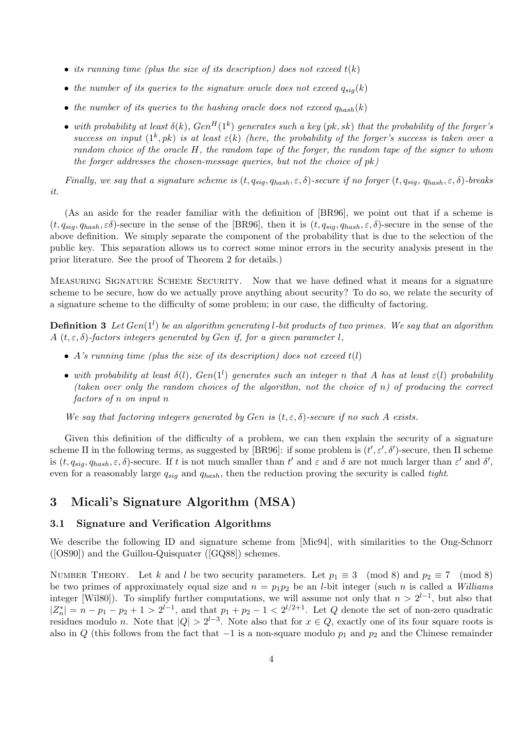- *its running time (plus the size of its description) does not exceed $t(k)$*
- *the number of its queries to the signature oracle does not exceed $q_{sig}(k)$*
- *the number of its queries to the hashing oracle does not exceed $q_{hash}(k)$*
- *with probability at least $\delta(k)$, $Gen^H(1^k)$ generates such a key $(pk, sk)$ that the probability of the forger's success on input $(1^k, pk)$ is at least $\varepsilon(k)$ (here, the probability of the forger's success is taken over a random choice of the oracle $H$, the random tape of the forger, the random tape of the signer to whom the forger addresses the chosen-message queries, but not the choice of pk)*

*Finally, we say that a signature scheme is $(t, q_{sig}, q_{hash}, \varepsilon, \delta)$-secure if no forger $(t, q_{sig}, q_{hash}, \varepsilon, \delta)$-breaks it.*

(As an aside for the reader familiar with the definition of [BR96], we point out that if a scheme is $(t, q_{sig}, q_{hash}, \varepsilon\delta)$-secure in the sense of the [BR96], then it is $(t, q_{sig}, q_{hash}, \varepsilon, \delta)$-secure in the sense of the above definition. We simply separate the component of the probability that is due to the selection of the public key. This separation allows us to correct some minor errors in the security analysis present in the prior literature. See the proof of Theorem 2 for details.)

Measuring Signature Scheme Security. Now that we have defined what it means for a signature scheme to be secure, how do we actually prove anything about security? To do so, we relate the security of a signature scheme to the difficulty of some problem; in our case, the difficulty of factoring.

**Definition 3** *Let $Gen(1^l)$ be an algorithm generating $l$-bit products of two primes. We say that an algorithm $A$ $(t, \varepsilon, \delta)$-factors integers generated by Gen if, for a given parameter $l$,*

- *$A$'s running time (plus the size of its description) does not exceed $t(l)$*
- *with probability at least $\delta(l)$, $Gen(1^l)$ generates such an integer $n$ that $A$ has at least $\varepsilon(l)$ probability (taken over only the random choices of the algorithm, not the choice of $n$) of producing the correct factors of $n$ on input $n$*

*We say that factoring integers generated by Gen is $(t, \varepsilon, \delta)$-secure if no such $A$ exists.*

Given this definition of the difficulty of a problem, we can then explain the security of a signature scheme $\Pi$ in the following terms, as suggested by [BR96]: if some problem is $(t', \varepsilon', \delta')$-secure, then $\Pi$ scheme is $(t, q_{sig}, q_{hash}, \varepsilon, \delta)$-secure. If $t$ is not much smaller than $t'$ and $\varepsilon$ and $\delta$ are not much larger than $\varepsilon'$ and $\delta'$, even for a reasonably large $q_{sig}$ and $q_{hash}$, then the reduction proving the security is called *tight*.

## 3 Micali's Signature Algorithm (MSA)

### 3.1 Signature and Verification Algorithms

We describe the following ID and signature scheme from [Mic94], with similarities to the Ong-Schnorr ([OS90]) and the Guillou-Quisquater ([GQ88]) schemes.

Number Theory. Let $k$ and $l$ be two security parameters. Let $p_1 \equiv 3 \pmod 8$ and $p_2 \equiv 7 \pmod 8$ be two primes of approximately equal size and $n = p_1 p_2$ be an $l$-bit integer (such $n$ is called a *Williams* integer [Wil80]). To simplify further computations, we will assume not only that $n > 2^{l-1}$, but also that $|Z_n^*| = n - p_1 - p_2 + 1 > 2^{l-1}$, and that $p_1 + p_2 - 1 < 2^{l/2+1}$. Let $Q$ denote the set of non-zero quadratic residues modulo $n$. Note that $|Q| > 2^{l-3}$. Note also that for $x \in Q$, exactly one of its four square roots is also in $Q$ (this follows from the fact that $-1$ is a non-square modulo $p_1$ and $p_2$ and the Chinese remainder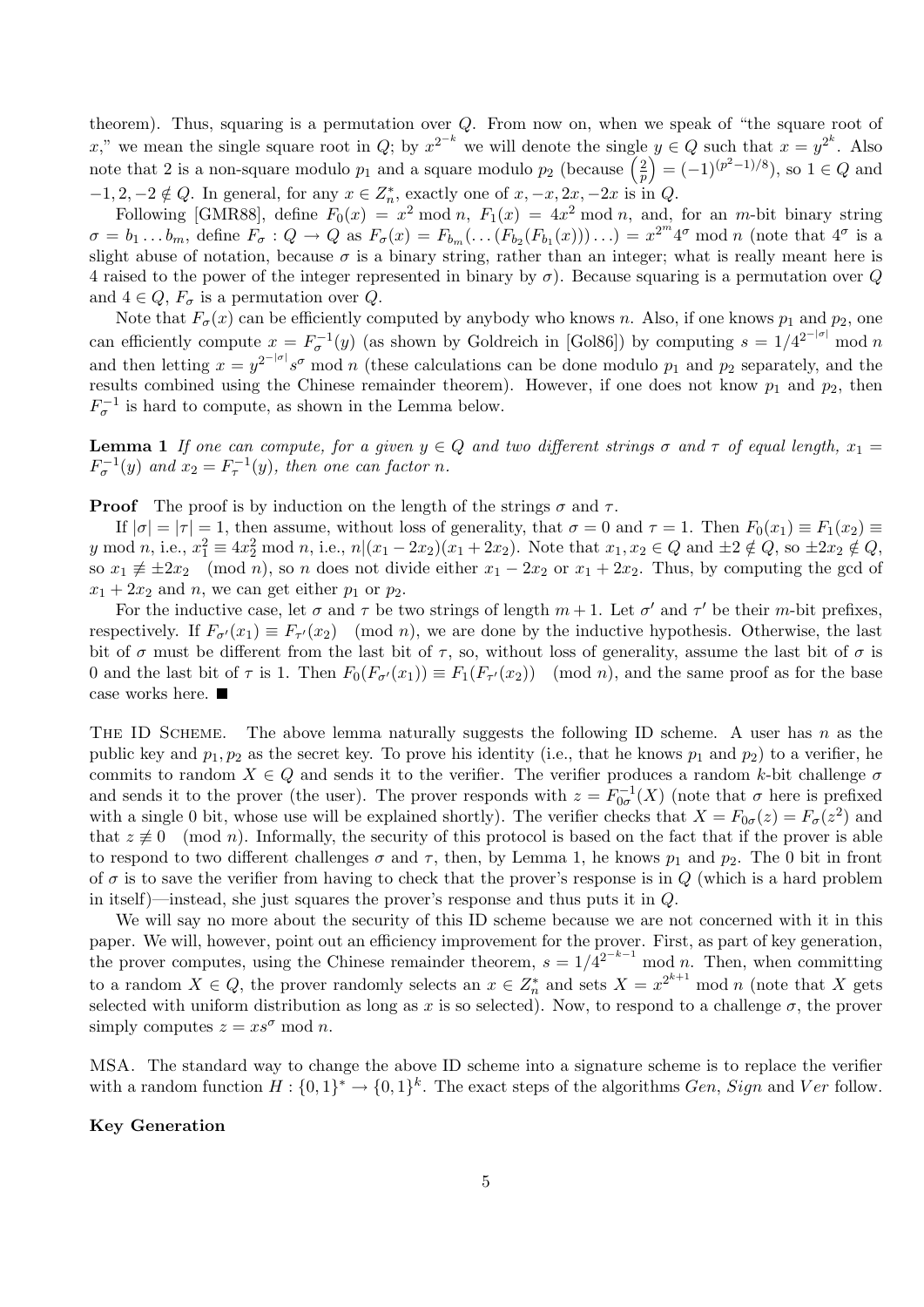theorem). Thus, squaring is a permutation over $Q$. From now on, when we speak of "the square root of $x$," we mean the single square root in $Q$; by $x^{2^{-k}}$ we will denote the single $y \in Q$ such that $x = y^{2^k}$. Also note that 2 is a non-square modulo $p_1$ and a square modulo $p_2$ (because $\left(\frac{2}{p}\right) = (-1)^{(p^2-1)/8}$), so $1 \in Q$ and $-1, 2, -2 \notin Q$. In general, for any $x \in Z_n^*$, exactly one of $x, -x, 2x, -2x$ is in $Q$.

Following [GMR88], define $F_0(x) = x^2 \bmod n$, $F_1(x) = 4x^2 \bmod n$, and, for an $m$-bit binary string $\sigma = b_1 \dots b_m$, define $F_\sigma : Q \to Q$ as $F_\sigma(x) = F_{b_m}(\dots(F_{b_2}(F_{b_1}(x)))\dots) = x^{2^m} 4^\sigma \bmod n$ (note that $4^\sigma$ is a slight abuse of notation, because $\sigma$ is a binary string, rather than an integer; what is really meant here is 4 raised to the power of the integer represented in binary by $\sigma$). Because squaring is a permutation over $Q$ and $4 \in Q$, $F_\sigma$ is a permutation over $Q$.

Note that $F_\sigma(x)$ can be efficiently computed by anybody who knows $n$. Also, if one knows $p_1$ and $p_2$, one can efficiently compute $x = F_\sigma^{-1}(y)$ (as shown by Goldreich in [Gol86]) by computing $s = 1/4^{2^{-|\sigma|}} \bmod n$ and then letting $x = y^{2^{-|\sigma|}} s^\sigma \bmod n$ (these calculations can be done modulo $p_1$ and $p_2$ separately, and the results combined using the Chinese remainder theorem). However, if one does not know $p_1$ and $p_2$, then $F_\sigma^{-1}$ is hard to compute, as shown in the Lemma below.

**Lemma 1** *If one can compute, for a given $y \in Q$ and two different strings $\sigma$ and $\tau$ of equal length, $x_1 = F_\sigma^{-1}(y)$ and $x_2 = F_\tau^{-1}(y)$, then one can factor $n$.*

**Proof** The proof is by induction on the length of the strings $\sigma$ and $\tau$.

If $|\sigma| = |\tau| = 1$, then assume, without loss of generality, that $\sigma = 0$ and $\tau = 1$. Then $F_0(x_1) \equiv F_1(x_2) \equiv y \bmod n$, i.e., $x_1^2 \equiv 4x_2^2 \bmod n$, i.e., $n | (x_1 - 2x_2)(x_1 + 2x_2)$. Note that $x_1, x_2 \in Q$ and $\pm 2 \notin Q$, so $\pm 2x_2 \notin Q$, so $x_1 \not\equiv \pm 2x_2 \pmod{n}$, so $n$ does not divide either $x_1 - 2x_2$ or $x_1 + 2x_2$. Thus, by computing the gcd of $x_1 + 2x_2$ and $n$, we can get either $p_1$ or $p_2$.

For the inductive case, let $\sigma$ and $\tau$ be two strings of length $m + 1$. Let $\sigma'$ and $\tau'$ be their $m$-bit prefixes, respectively. If $F_{\sigma'}(x_1) \equiv F_{\tau'}(x_2) \pmod{n}$, we are done by the inductive hypothesis. Otherwise, the last bit of $\sigma$ must be different from the last bit of $\tau$, so, without loss of generality, assume the last bit of $\sigma$ is 0 and the last bit of $\tau$ is 1. Then $F_0(F_{\sigma'}(x_1)) \equiv F_1(F_{\tau'}(x_2)) \pmod{n}$, and the same proof as for the base case works here. ■

THE ID SCHEME. The above lemma naturally suggests the following ID scheme. A user has $n$ as the public key and $p_1, p_2$ as the secret key. To prove his identity (i.e., that he knows $p_1$ and $p_2$) to a verifier, he commits to random $X \in Q$ and sends it to the verifier. The verifier produces a random $k$-bit challenge $\sigma$ and sends it to the prover (the user). The prover responds with $z = F_{0\sigma}^{-1}(X)$ (note that $\sigma$ here is prefixed with a single 0 bit, whose use will be explained shortly). The verifier checks that $X = F_{0\sigma}(z) = F_\sigma(z^2)$ and that $z \not\equiv 0 \pmod{n}$. Informally, the security of this protocol is based on the fact that if the prover is able to respond to two different challenges $\sigma$ and $\tau$, then, by Lemma 1, he knows $p_1$ and $p_2$. The 0 bit in front of $\sigma$ is to save the verifier from having to check that the prover's response is in $Q$ (which is a hard problem in itself)—instead, she just squares the prover's response and thus puts it in $Q$.

We will say no more about the security of this ID scheme because we are not concerned with it in this paper. We will, however, point out an efficiency improvement for the prover. First, as part of key generation, the prover computes, using the Chinese remainder theorem, $s = 1/4^{2^{-k-1}} \bmod n$. Then, when committing to a random $X \in Q$, the prover randomly selects an $x \in Z_n^*$ and sets $X = x^{2^{k+1}} \bmod n$ (note that $X$ gets selected with uniform distribution as long as $x$ is so selected). Now, to respond to a challenge $\sigma$, the prover simply computes $z = xs^\sigma \bmod n$.

MSA. The standard way to change the above ID scheme into a signature scheme is to replace the verifier with a random function $H : \{0,1\}^* \to \{0,1\}^k$. The exact steps of the algorithms $Gen$, $Sign$ and $Ver$ follow.

**Key Generation**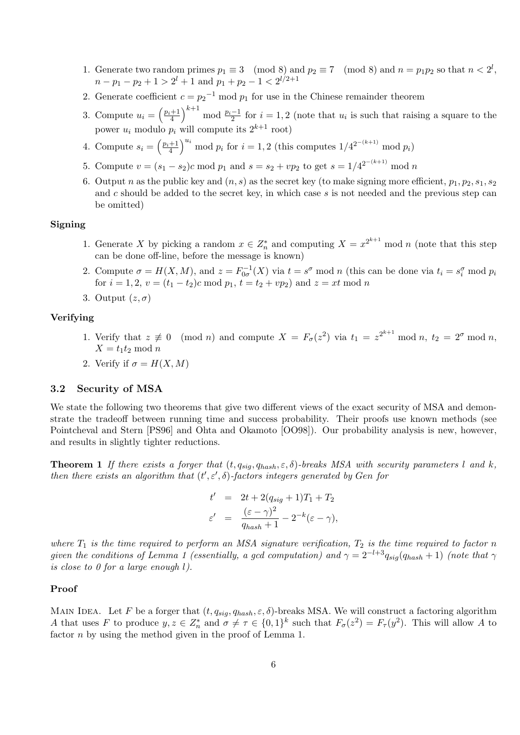1. Generate two random primes $p_1 \equiv 3 \pmod 8$ and $p_2 \equiv 7 \pmod 8$ and $n = p_1 p_2$ so that $n < 2^l$, $n - p_1 - p_2 + 1 > 2^l + 1$ and $p_1 + p_2 - 1 < 2^{l/2+1}$
2. Generate coefficient $c = {p_2}^{-1} \bmod p_1$ for use in the Chinese remainder theorem
3. Compute $u_i = \left(\frac{p_i+1}{4}\right)^{k+1} \bmod \frac{p_i-1}{2}$ for $i = 1, 2$ (note that $u_i$ is such that raising a square to the power $u_i$ modulo $p_i$ will compute its $2^{k+1}$ root)
4. Compute $s_i = \left(\frac{p_i+1}{4}\right)^{u_i} \bmod p_i$ for $i = 1, 2$ (this computes $1/4^{2^{-(k+1)}} \bmod p_i$)
5. Compute $v = (s_1 - s_2)c \bmod p_1$ and $s = s_2 + vp_2$ to get $s = 1/4^{2^{-(k+1)}} \bmod n$
6. Output $n$ as the public key and $(n, s)$ as the secret key (to make signing more efficient, $p_1, p_2, s_1, s_2$ and $c$ should be added to the secret key, in which case $s$ is not needed and the previous step can be omitted)

**Signing**

1. Generate $X$ by picking a random $x \in Z_n^*$ and computing $X = x^{2^{k+1}} \bmod n$ (note that this step can be done off-line, before the message is known)
2. Compute $\sigma = H(X, M)$, and $z = F_{0\sigma}^{-1}(X)$ via $t = s^\sigma \bmod n$ (this can be done via $t_i = s_i^\sigma \bmod p_i$ for $i = 1, 2$, $v = (t_1 - t_2)c \bmod p_1$, $t = t_2 + vp_2$) and $z = xt \bmod n$
3. Output $(z, \sigma)$

**Verifying**

1. Verify that $z \not\equiv 0 \pmod n$ and compute $X = F_\sigma(z^2)$ via $t_1 = z^{2^{k+1}} \bmod n$, $t_2 = 2^\sigma \bmod n$, $X = t_1 t_2 \bmod n$
2. Verify if $\sigma = H(X, M)$

### 3.2 Security of MSA

We state the following two theorems that give two different views of the exact security of MSA and demonstrate the tradeoff between running time and success probability. Their proofs use known methods (see Pointcheval and Stern [PS96] and Ohta and Okamoto [OO98]). Our probability analysis is new, however, and results in slightly tighter reductions.

**Theorem 1** *If there exists a forger that $(t, q_{sig}, q_{hash}, \varepsilon, \delta)$-breaks MSA with security parameters $l$ and $k$, then there exists an algorithm that $(t', \varepsilon', \delta)$-factors integers generated by Gen for*

$$
\begin{aligned}
t' &= 2t + 2(q_{sig} + 1)T_1 + T_2 \\
\varepsilon' &= \frac{(\varepsilon - \gamma)^2}{q_{hash} + 1} - 2^{-k}(\varepsilon - \gamma),
\end{aligned}
$$

*where $T_1$ is the time required to perform an MSA signature verification, $T_2$ is the time required to factor $n$ given the conditions of Lemma 1 (essentially, a gcd computation) and $\gamma = 2^{-l+3} q_{sig}(q_{hash} + 1)$ (note that $\gamma$ is close to 0 for a large enough $l$).*

**Proof**

MAIN IDEA. Let $F$ be a forger that $(t, q_{sig}, q_{hash}, \varepsilon, \delta)$-breaks MSA. We will construct a factoring algorithm $A$ that uses $F$ to produce $y, z \in Z_n^*$ and $\sigma \neq \tau \in \{0, 1\}^k$ such that $F_\sigma(z^2) = F_\tau(y^2)$. This will allow $A$ to factor $n$ by using the method given in the proof of Lemma 1.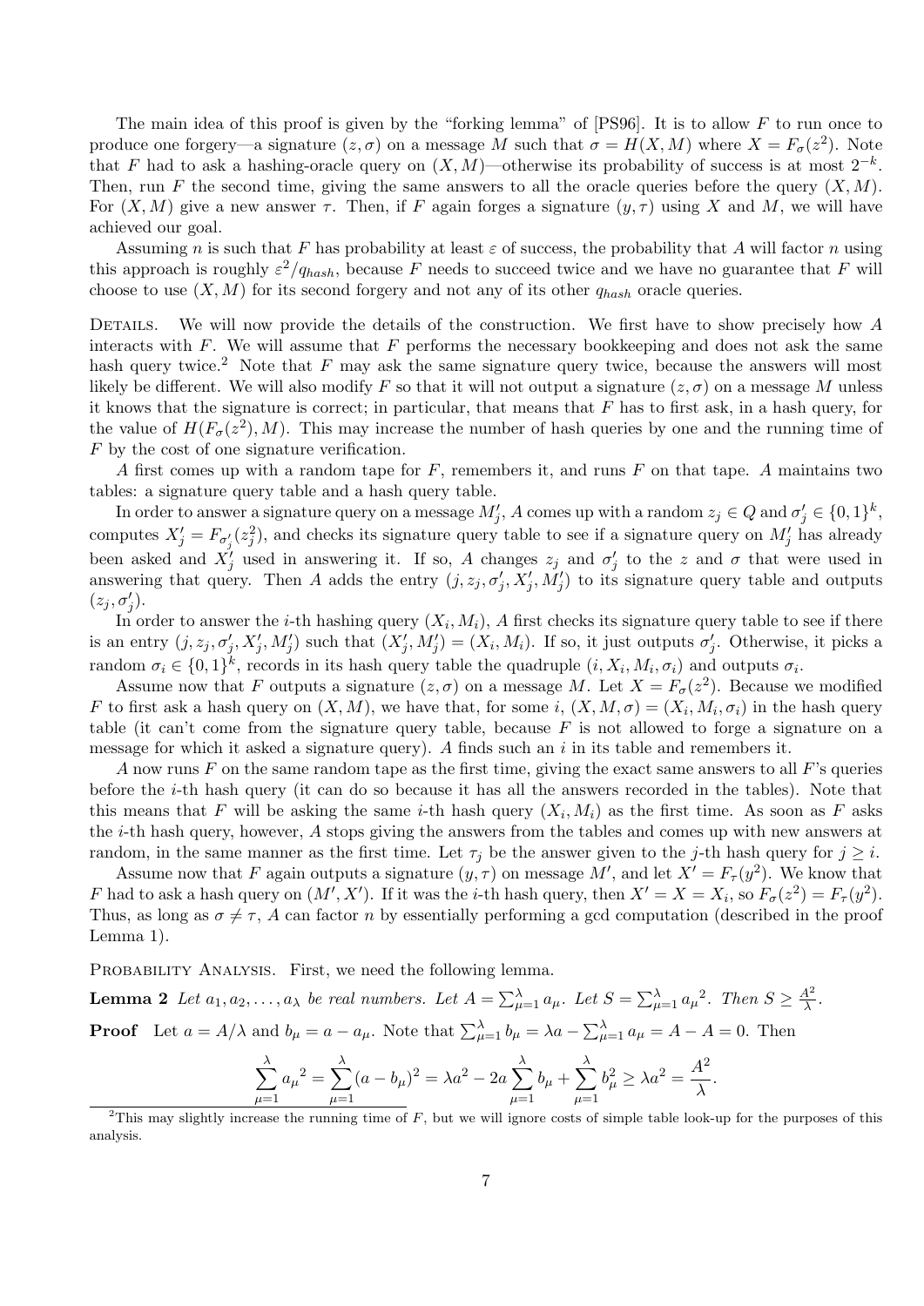The main idea of this proof is given by the "forking lemma" of [PS96]. It is to allow $F$ to run once to produce one forgery—a signature $(z, \sigma)$ on a message $M$ such that $\sigma = H(X, M)$ where $X = F_\sigma(z^2)$. Note that $F$ had to ask a hashing-oracle query on $(X, M)$—otherwise its probability of success is at most $2^{-k}$. Then, run $F$ the second time, giving the same answers to all the oracle queries before the query $(X, M)$. For $(X, M)$ give a new answer $\tau$. Then, if $F$ again forges a signature $(y, \tau)$ using $X$ and $M$, we will have achieved our goal.

Assuming $n$ is such that $F$ has probability at least $\varepsilon$ of success, the probability that $A$ will factor $n$ using this approach is roughly $\varepsilon^2/q_{hash}$, because $F$ needs to succeed twice and we have no guarantee that $F$ will choose to use $(X, M)$ for its second forgery and not any of its other $q_{hash}$ oracle queries.

DETAILS. We will now provide the details of the construction. We first have to show precisely how $A$ interacts with $F$. We will assume that $F$ performs the necessary bookkeeping and does not ask the same hash query twice.[2] Note that $F$ may ask the same signature query twice, because the answers will most likely be different. We will also modify $F$ so that it will not output a signature $(z, \sigma)$ on a message $M$ unless it knows that the signature is correct; in particular, that means that $F$ has to first ask, in a hash query, for the value of $H(F_\sigma(z^2), M)$. This may increase the number of hash queries by one and the running time of $F$ by the cost of one signature verification.

$A$ first comes up with a random tape for $F$, remembers it, and runs $F$ on that tape. $A$ maintains two tables: a signature query table and a hash query table.

In order to answer a signature query on a message $M'_j$, $A$ comes up with a random $z_j \in Q$ and $\sigma'_j \in \{0,1\}^k$, computes $X'_j = F_{\sigma'_j}(z_j^2)$, and checks its signature query table to see if a signature query on $M'_j$ has already been asked and $X'_j$ used in answering it. If so, $A$ changes $z_j$ and $\sigma'_j$ to the $z$ and $\sigma$ that were used in answering that query. Then $A$ adds the entry $(j, z_j, \sigma'_j, X'_j, M'_j)$ to its signature query table and outputs $(z_j, \sigma'_j)$.

In order to answer the $i$-th hashing query $(X_i, M_i)$, $A$ first checks its signature query table to see if there is an entry $(j, z_j, \sigma'_j, X'_j, M'_j)$ such that $(X'_j, M'_j) = (X_i, M_i)$. If so, it just outputs $\sigma'_j$. Otherwise, it picks a random $\sigma_i \in \{0,1\}^k$, records in its hash query table the quadruple $(i, X_i, M_i, \sigma_i)$ and outputs $\sigma_i$.

Assume now that $F$ outputs a signature $(z, \sigma)$ on a message $M$. Let $X = F_\sigma(z^2)$. Because we modified $F$ to first ask a hash query on $(X, M)$, we have that, for some $i$, $(X, M, \sigma) = (X_i, M_i, \sigma_i)$ in the hash query table (it can't come from the signature query table, because $F$ is not allowed to forge a signature on a message for which it asked a signature query). $A$ finds such an $i$ in its table and remembers it.

$A$ now runs $F$ on the same random tape as the first time, giving the exact same answers to all $F$'s queries before the $i$-th hash query (it can do so because it has all the answers recorded in the tables). Note that this means that $F$ will be asking the same $i$-th hash query $(X_i, M_i)$ as the first time. As soon as $F$ asks the $i$-th hash query, however, $A$ stops giving the answers from the tables and comes up with new answers at random, in the same manner as the first time. Let $\tau_j$ be the answer given to the $j$-th hash query for $j \geq i$.

Assume now that $F$ again outputs a signature $(y, \tau)$ on message $M'$, and let $X' = F_\tau(y^2)$. We know that $F$ had to ask a hash query on $(M', X')$. If it was the $i$-th hash query, then $X' = X = X_i$, so $F_\sigma(z^2) = F_\tau(y^2)$. Thus, as long as $\sigma \neq \tau$, $A$ can factor $n$ by essentially performing a gcd computation (described in the proof Lemma 1).

PROBABILITY ANALYSIS. First, we need the following lemma.

**Lemma 2** *Let $a_1, a_2, \ldots, a_\lambda$ be real numbers. Let $A = \sum_{\mu=1}^{\lambda} a_\mu$. Let $S = \sum_{\mu=1}^{\lambda} {a_\mu}^2$. Then $S \geq \frac{A^2}{\lambda}$.*

**Proof** Let $a = A/\lambda$ and $b_\mu = a - a_\mu$. Note that $\sum_{\mu=1}^{\lambda} b_\mu = \lambda a - \sum_{\mu=1}^{\lambda} a_\mu = A - A = 0$. Then

$$\sum_{\mu=1}^{\lambda} {a_\mu}^2 = \sum_{\mu=1}^{\lambda} (a - b_\mu)^2 = \lambda a^2 - 2a \sum_{\mu=1}^{\lambda} b_\mu + \sum_{\mu=1}^{\lambda} b_\mu^2 \geq \lambda a^2 = \frac{A^2}{\lambda}.$$

[2] This may slightly increase the running time of $F$, but we will ignore costs of simple table look-up for the purposes of this analysis.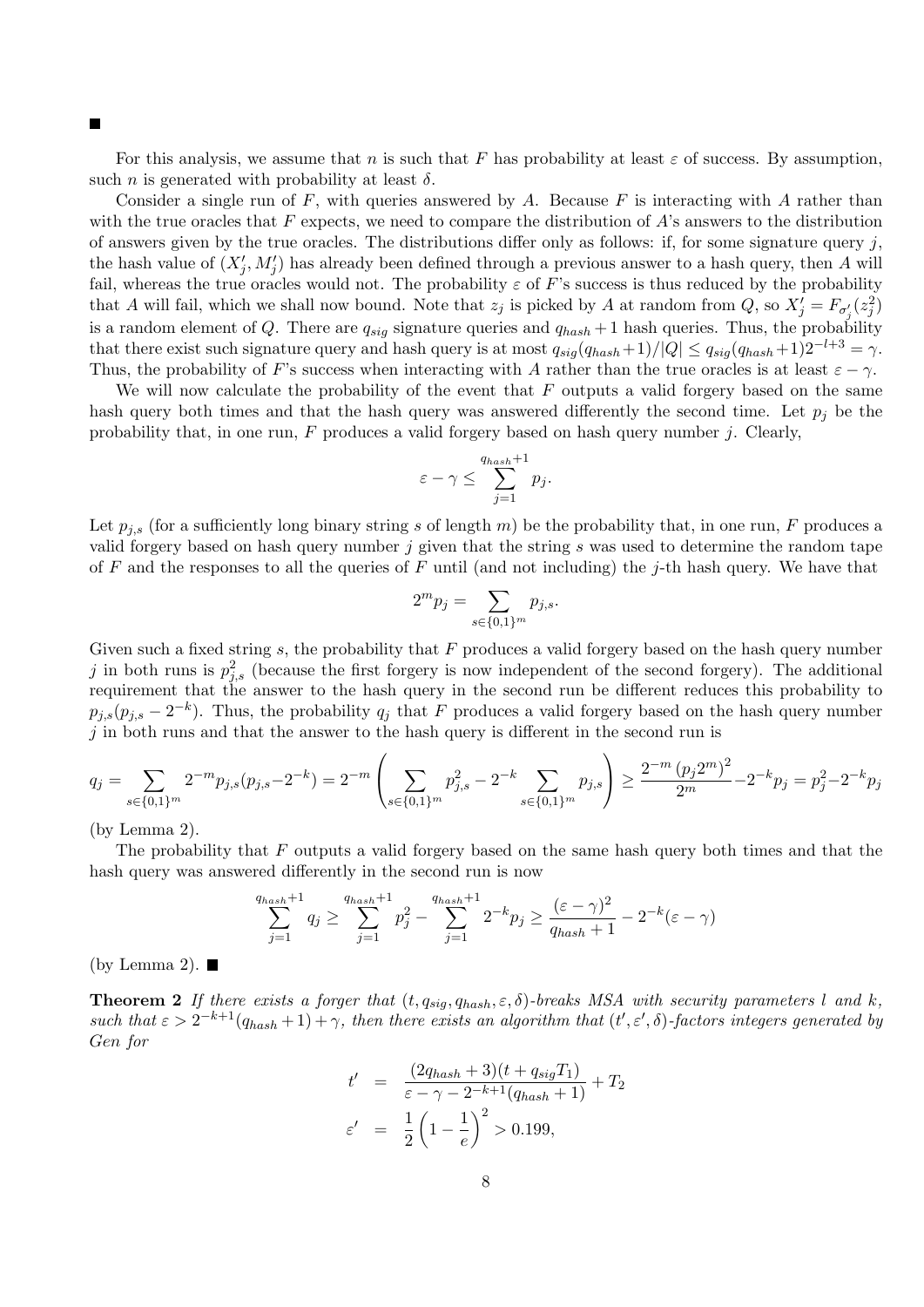■

For this analysis, we assume that $n$ is such that $F$ has probability at least $\varepsilon$ of success. By assumption, such $n$ is generated with probability at least $\delta$.

Consider a single run of $F$, with queries answered by $A$. Because $F$ is interacting with $A$ rather than with the true oracles that $F$ expects, we need to compare the distribution of $A$'s answers to the distribution of answers given by the true oracles. The distributions differ only as follows: if, for some signature query $j$, the hash value of $(X'_j, M'_j)$ has already been defined through a previous answer to a hash query, then $A$ will fail, whereas the true oracles would not. The probability $\varepsilon$ of $F$'s success is thus reduced by the probability that $A$ will fail, which we shall now bound. Note that $z_j$ is picked by $A$ at random from $Q$, so $X'_j = F_{\sigma'_j}(z_j^2)$ is a random element of $Q$. There are $q_{sig}$ signature queries and $q_{hash}+1$ hash queries. Thus, the probability that there exist such signature query and hash query is at most $q_{sig}(q_{hash}+1)/|Q| \le q_{sig}(q_{hash}+1)2^{-l+3} = \gamma$. Thus, the probability of $F$'s success when interacting with $A$ rather than the true oracles is at least $\varepsilon - \gamma$.

We will now calculate the probability of the event that $F$ outputs a valid forgery based on the same hash query both times and that the hash query was answered differently the second time. Let $p_j$ be the probability that, in one run, $F$ produces a valid forgery based on hash query number $j$. Clearly,

$$\varepsilon - \gamma \le \sum_{j=1}^{q_{hash}+1} p_j.$$

Let $p_{j,s}$ (for a sufficiently long binary string $s$ of length $m$) be the probability that, in one run, $F$ produces a valid forgery based on hash query number $j$ given that the string $s$ was used to determine the random tape of $F$ and the responses to all the queries of $F$ until (and not including) the $j$-th hash query. We have that

$$2^m p_j = \sum_{s\in\{0,1\}^m} p_{j,s}.$$

Given such a fixed string $s$, the probability that $F$ produces a valid forgery based on the hash query number $j$ in both runs is $p_{j,s}^2$ (because the first forgery is now independent of the second forgery). The additional requirement that the answer to the hash query in the second run be different reduces this probability to $p_{j,s}(p_{j,s}-2^{-k})$. Thus, the probability $q_j$ that $F$ produces a valid forgery based on the hash query number $j$ in both runs and that the answer to the hash query is different in the second run is

$$q_j = \sum_{s\in\{0,1\}^m} 2^{-m} p_{j,s}(p_{j,s}-2^{-k}) = 2^{-m}\left(\sum_{s\in\{0,1\}^m} p_{j,s}^2 - 2^{-k}\sum_{s\in\{0,1\}^m} p_{j,s}\right) \ge \frac{2^{-m}\left(p_j 2^m\right)^2}{2^m} - 2^{-k}p_j = p_j^2 - 2^{-k}p_j$$

(by Lemma 2).

The probability that $F$ outputs a valid forgery based on the same hash query both times and that the hash query was answered differently in the second run is now

$$\sum_{j=1}^{q_{hash}+1} q_j \ge \sum_{j=1}^{q_{hash}+1} p_j^2 - \sum_{j=1}^{q_{hash}+1} 2^{-k}p_j \ge \frac{(\varepsilon-\gamma)^2}{q_{hash}+1} - 2^{-k}(\varepsilon - \gamma)$$

(by Lemma 2). ■

**Theorem 2** *If there exists a forger that $(t, q_{sig}, q_{hash}, \varepsilon, \delta)$-breaks MSA with security parameters $l$ and $k$, such that $\varepsilon > 2^{-k+1}(q_{hash}+1) + \gamma$, then there exists an algorithm that $(t', \varepsilon', \delta)$-factors integers generated by Gen for*

$$\begin{aligned} t' &= \frac{(2q_{hash}+3)(t+q_{sig}T_1)}{\varepsilon - \gamma - 2^{-k+1}(q_{hash}+1)} + T_2 \\ \varepsilon' &= \frac{1}{2}\left(1-\frac{1}{e}\right)^2 > 0.199, \end{aligned}$$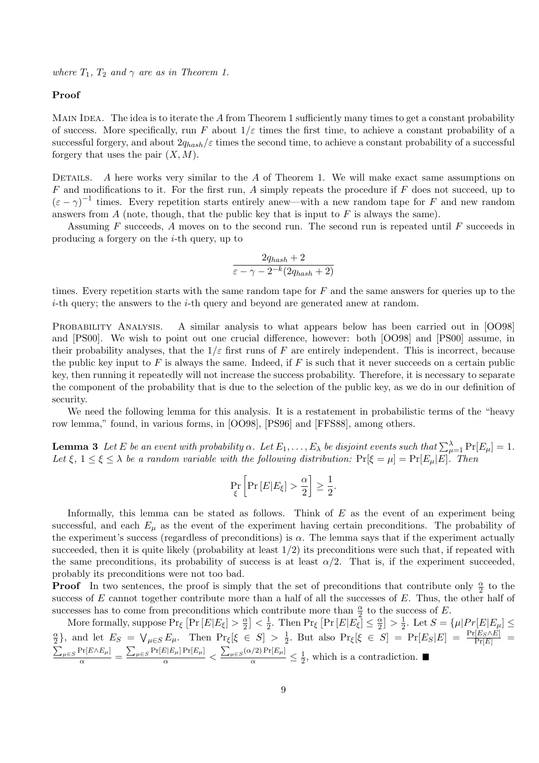*where $T_1$, $T_2$ and $\gamma$ are as in Theorem 1.*

**Proof**

Main Idea. The idea is to iterate the $A$ from Theorem 1 sufficiently many times to get a constant probability of success. More specifically, run $F$ about $1/\varepsilon$ times the first time, to achieve a constant probability of a successful forgery, and about $2q_{hash}/\varepsilon$ times the second time, to achieve a constant probability of a successful forgery that uses the pair $(X, M)$.

Details. $A$ here works very similar to the $A$ of Theorem 1. We will make exact same assumptions on $F$ and modifications to it. For the first run, $A$ simply repeats the procedure if $F$ does not succeed, up to $(\varepsilon - \gamma)^{-1}$ times. Every repetition starts entirely anew—with a new random tape for $F$ and new random answers from $A$ (note, though, that the public key that is input to $F$ is always the same).

Assuming $F$ succeeds, $A$ moves on to the second run. The second run is repeated until $F$ succeeds in producing a forgery on the $i$-th query, up to

$$\frac{2q_{hash} + 2}{\varepsilon - \gamma - 2^{-k}(2q_{hash} + 2)}$$

times. Every repetition starts with the same random tape for $F$ and the same answers for queries up to the $i$-th query; the answers to the $i$-th query and beyond are generated anew at random.

Probability Analysis. A similar analysis to what appears below has been carried out in [OO98] and [PS00]. We wish to point out one crucial difference, however: both [OO98] and [PS00] assume, in their probability analyses, that the $1/\varepsilon$ first runs of $F$ are entirely independent. This is incorrect, because the public key input to $F$ is always the same. Indeed, if $F$ is such that it never succeeds on a certain public key, then running it repeatedly will not increase the success probability. Therefore, it is necessary to separate the component of the probability that is due to the selection of the public key, as we do in our definition of security.

We need the following lemma for this analysis. It is a restatement in probabilistic terms of the "heavy row lemma," found, in various forms, in [OO98], [PS96] and [FFS88], among others.

**Lemma 3** *Let $E$ be an event with probability $\alpha$. Let $E_1, \ldots, E_\lambda$ be disjoint events such that $\sum_{\mu=1}^{\lambda} \Pr[E_\mu] = 1$. Let $\xi$, $1 \le \xi \le \lambda$ be a random variable with the following distribution: $\Pr[\xi = \mu] = \Pr[E_\mu | E]$. Then*

$$\Pr_{\xi}\left[\Pr\left[E | E_\xi\right] > \frac{\alpha}{2}\right] \ge \frac{1}{2}.$$

Informally, this lemma can be stated as follows. Think of $E$ as the event of an experiment being successful, and each $E_\mu$ as the event of the experiment having certain preconditions. The probability of the experiment's success (regardless of preconditions) is $\alpha$. The lemma says that if the experiment actually succeeded, then it is quite likely (probability at least $1/2$) its preconditions were such that, if repeated with the same preconditions, its probability of success is at least $\alpha/2$. That is, if the experiment succeeded, probably its preconditions were not too bad.

**Proof** In two sentences, the proof is simply that the set of preconditions that contribute only $\frac{\alpha}{2}$ to the success of $E$ cannot together contribute more than a half of all the successes of $E$. Thus, the other half of successes has to come from preconditions which contribute more than $\frac{\alpha}{2}$ to the success of $E$.

More formally, suppose $\Pr_\xi\left[\Pr\left[E|E_\xi\right] > \frac{\alpha}{2}\right] < \frac{1}{2}$. Then $\Pr_\xi\left[\Pr\left[E|E_\xi\right] \le \frac{\alpha}{2}\right] > \frac{1}{2}$. Let $S = \{\mu | Pr[E|E_\mu] \le \frac{\alpha}{2}\}$, and let $E_S = \bigvee_{\mu \in S} E_\mu$. Then $\Pr_\xi[\xi \in S] > \frac{1}{2}$. But also $\Pr_\xi[\xi \in S] = \Pr[E_S|E] = \frac{\Pr[E_S \wedge E]}{\Pr[E]} = \frac{\sum_{\mu \in S} \Pr[E \wedge E_\mu]}{\alpha} = \frac{\sum_{\mu \in S} \Pr[E|E_\mu]\Pr[E_\mu]}{\alpha} < \frac{\sum_{\mu \in S} (\alpha/2)\Pr[E_\mu]}{\alpha} \le \frac{1}{2}$, which is a contradiction. ■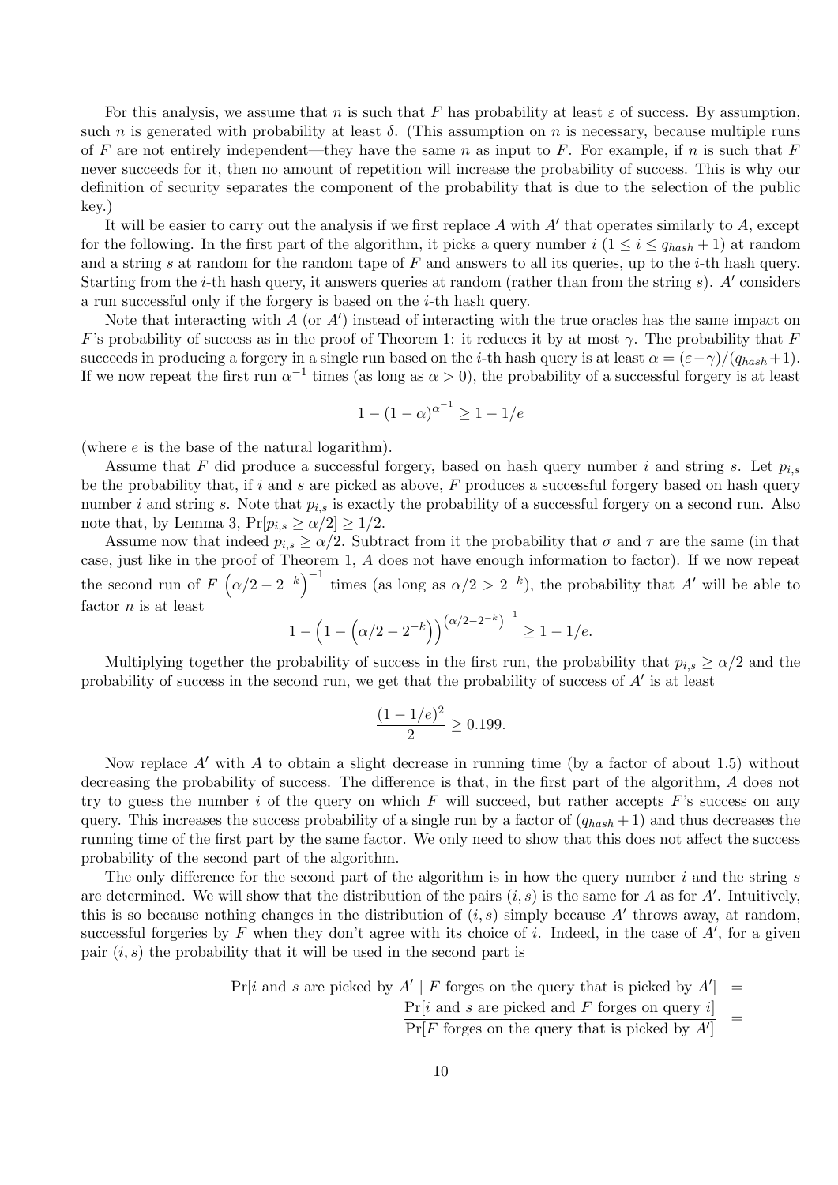For this analysis, we assume that $n$ is such that $F$ has probability at least $\varepsilon$ of success. By assumption, such $n$ is generated with probability at least $\delta$. (This assumption on $n$ is necessary, because multiple runs of $F$ are not entirely independent—they have the same $n$ as input to $F$. For example, if $n$ is such that $F$ never succeeds for it, then no amount of repetition will increase the probability of success. This is why our definition of security separates the component of the probability that is due to the selection of the public key.)

It will be easier to carry out the analysis if we first replace $A$ with $A'$ that operates similarly to $A$, except for the following. In the first part of the algorithm, it picks a query number $i$ ($1 \leq i \leq q_{hash}+1$) at random and a string $s$ at random for the random tape of $F$ and answers to all its queries, up to the $i$-th hash query. Starting from the $i$-th hash query, it answers queries at random (rather than from the string $s$). $A'$ considers a run successful only if the forgery is based on the $i$-th hash query.

Note that interacting with $A$ (or $A'$) instead of interacting with the true oracles has the same impact on $F$'s probability of success as in the proof of Theorem 1: it reduces it by at most $\gamma$. The probability that $F$ succeeds in producing a forgery in a single run based on the $i$-th hash query is at least $\alpha = (\varepsilon - \gamma)/(q_{hash}+1)$. If we now repeat the first run $\alpha^{-1}$ times (as long as $\alpha > 0$), the probability of a successful forgery is at least

$$1 - (1-\alpha)^{\alpha^{-1}} \geq 1 - 1/e$$

(where $e$ is the base of the natural logarithm).

Assume that $F$ did produce a successful forgery, based on hash query number $i$ and string $s$. Let $p_{i,s}$ be the probability that, if $i$ and $s$ are picked as above, $F$ produces a successful forgery based on hash query number $i$ and string $s$. Note that $p_{i,s}$ is exactly the probability of a successful forgery on a second run. Also note that, by Lemma 3, $\Pr[p_{i,s} \geq \alpha/2] \geq 1/2$.

Assume now that indeed $p_{i,s} \geq \alpha/2$. Subtract from it the probability that $\sigma$ and $\tau$ are the same (in that case, just like in the proof of Theorem 1, $A$ does not have enough information to factor). If we now repeat the second run of $F$ $\left(\alpha/2 - 2^{-k}\right)^{-1}$ times (as long as $\alpha/2 > 2^{-k}$), the probability that $A'$ will be able to factor $n$ is at least

$$1 - \left(1 - \left(\alpha/2 - 2^{-k}\right)\right)^{\left(\alpha/2 - 2^{-k}\right)^{-1}} \geq 1 - 1/e.$$

Multiplying together the probability of success in the first run, the probability that $p_{i,s} \geq \alpha/2$ and the probability of success in the second run, we get that the probability of success of $A'$ is at least

$$\frac{(1-1/e)^2}{2} \geq 0.199.$$

Now replace $A'$ with $A$ to obtain a slight decrease in running time (by a factor of about 1.5) without decreasing the probability of success. The difference is that, in the first part of the algorithm, $A$ does not try to guess the number $i$ of the query on which $F$ will succeed, but rather accepts $F$'s success on any query. This increases the success probability of a single run by a factor of $(q_{hash}+1)$ and thus decreases the running time of the first part by the same factor. We only need to show that this does not affect the success probability of the second part of the algorithm.

The only difference for the second part of the algorithm is in how the query number $i$ and the string $s$ are determined. We will show that the distribution of the pairs $(i, s)$ is the same for $A$ as for $A'$. Intuitively, this is so because nothing changes in the distribution of $(i, s)$ simply because $A'$ throws away, at random, successful forgeries by $F$ when they don't agree with its choice of $i$. Indeed, in the case of $A'$, for a given pair $(i, s)$ the probability that it will be used in the second part is

$$\begin{aligned}
\Pr[i \text{ and } s \text{ are picked by } A' \mid F \text{ forges on the query that is picked by } A'] &= \\
\frac{\Pr[i \text{ and } s \text{ are picked and } F \text{ forges on query } i]}{\Pr[F \text{ forges on the query that is picked by } A']} &=
\end{aligned}$$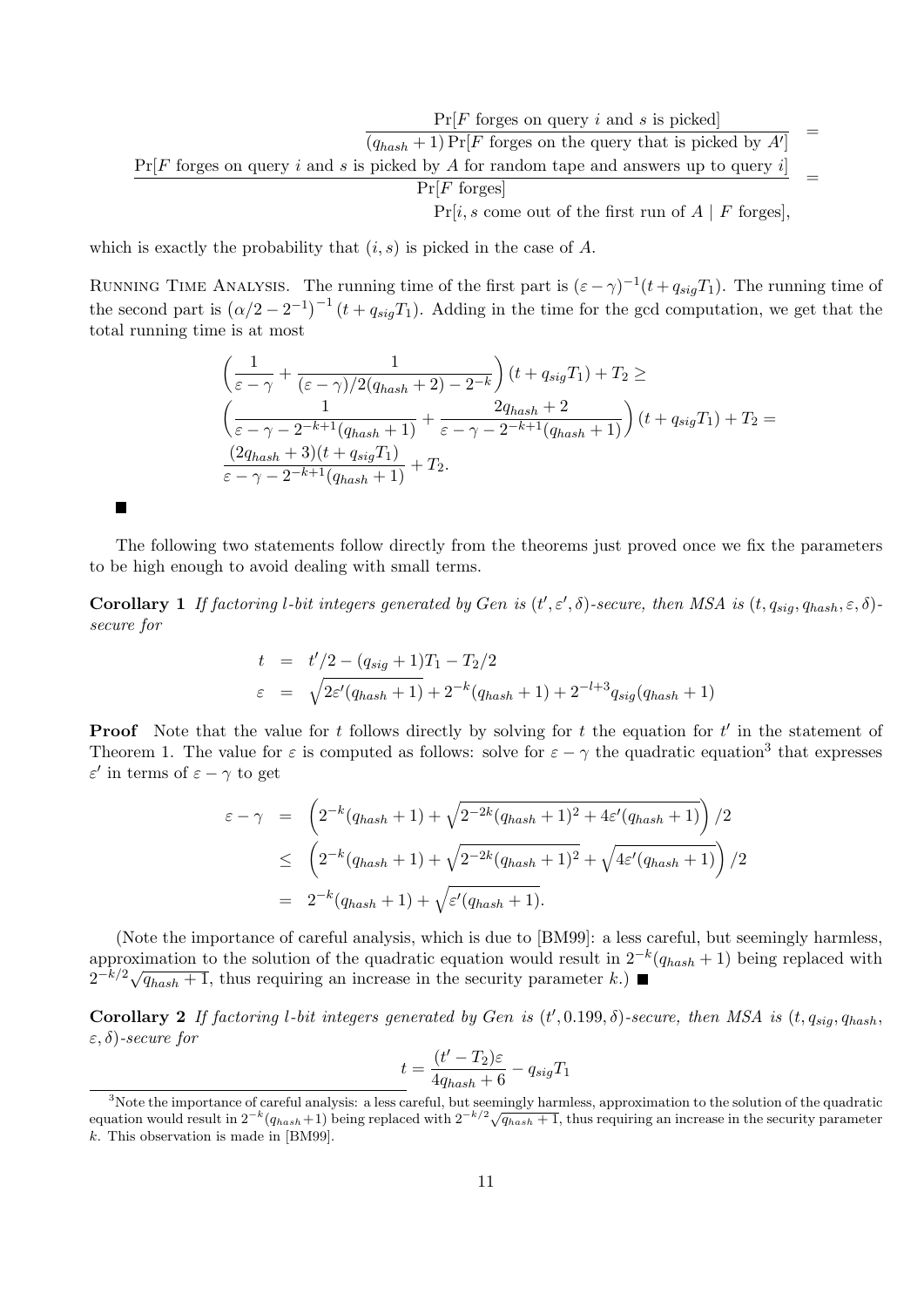$$
\frac{\Pr[F \text{ forges on query } i \text{ and } s \text{ is picked}]}{(q_{hash}+1)\Pr[F \text{ forges on the query that is picked by } A']} =
$$

$$
\frac{\Pr[F \text{ forges on query } i \text{ and } s \text{ is picked by } A \text{ for random tape and answers up to query } i]}{\Pr[F \text{ forges}]} =
$$

$$
\Pr[i, s \text{ come out of the first run of } A \mid F \text{ forges}],
$$

which is exactly the probability that $(i, s)$ is picked in the case of $A$.

Running Time Analysis. The running time of the first part is $(\varepsilon - \gamma)^{-1}(t + q_{sig}T_1)$. The running time of the second part is $(\alpha/2 - 2^{-1})^{-1}(t + q_{sig}T_1)$. Adding in the time for the gcd computation, we get that the total running time is at most

$$
\left(\frac{1}{\varepsilon-\gamma} + \frac{1}{(\varepsilon-\gamma)/2(q_{hash}+2) - 2^{-k}}\right)(t + q_{sig}T_1) + T_2 \geq
$$

$$
\left(\frac{1}{\varepsilon-\gamma-2^{-k+1}(q_{hash}+1)} + \frac{2q_{hash}+2}{\varepsilon-\gamma-2^{-k+1}(q_{hash}+1)}\right)(t + q_{sig}T_1) + T_2 =
$$

$$
\frac{(2q_{hash}+3)(t+q_{sig}T_1)}{\varepsilon-\gamma-2^{-k+1}(q_{hash}+1)} + T_2.
$$

■

The following two statements follow directly from the theorems just proved once we fix the parameters to be high enough to avoid dealing with small terms.

**Corollary 1** *If factoring $l$-bit integers generated by Gen is $(t', \varepsilon', \delta)$-secure, then MSA is $(t, q_{sig}, q_{hash}, \varepsilon, \delta)$-secure for*

$$
\begin{aligned}
t &= t'/2 - (q_{sig}+1)T_1 - T_2/2 \\
\varepsilon &= \sqrt{2\varepsilon'(q_{hash}+1)} + 2^{-k}(q_{hash}+1) + 2^{-l+3}q_{sig}(q_{hash}+1)
\end{aligned}
$$

**Proof** Note that the value for $t$ follows directly by solving for $t$ the equation for $t'$ in the statement of Theorem 1. The value for $\varepsilon$ is computed as follows: solve for $\varepsilon - \gamma$ the quadratic equation[3] that expresses $\varepsilon'$ in terms of $\varepsilon - \gamma$ to get

$$
\begin{aligned}
\varepsilon - \gamma &= \left(2^{-k}(q_{hash}+1) + \sqrt{2^{-2k}(q_{hash}+1)^2 + 4\varepsilon'(q_{hash}+1)}\right)/2 \\
&\leq \left(2^{-k}(q_{hash}+1) + \sqrt{2^{-2k}(q_{hash}+1)^2} + \sqrt{4\varepsilon'(q_{hash}+1)}\right)/2 \\
&= 2^{-k}(q_{hash}+1) + \sqrt{\varepsilon'(q_{hash}+1)}.
\end{aligned}
$$

(Note the importance of careful analysis, which is due to [BM99]: a less careful, but seemingly harmless, approximation to the solution of the quadratic equation would result in $2^{-k}(q_{hash}+1)$ being replaced with $2^{-k/2}\sqrt{q_{hash}+1}$, thus requiring an increase in the security parameter $k$.) ■

**Corollary 2** *If factoring $l$-bit integers generated by Gen is $(t', 0.199, \delta)$-secure, then MSA is $(t, q_{sig}, q_{hash}, \varepsilon, \delta)$-secure for*

$$
t = \frac{(t'-T_2)\varepsilon}{4q_{hash}+6} - q_{sig}T_1
$$

[3]Note the importance of careful analysis: a less careful, but seemingly harmless, approximation to the solution of the quadratic equation would result in $2^{-k}(q_{hash}+1)$ being replaced with $2^{-k/2}\sqrt{q_{hash}+1}$, thus requiring an increase in the security parameter $k$. This observation is made in [BM99].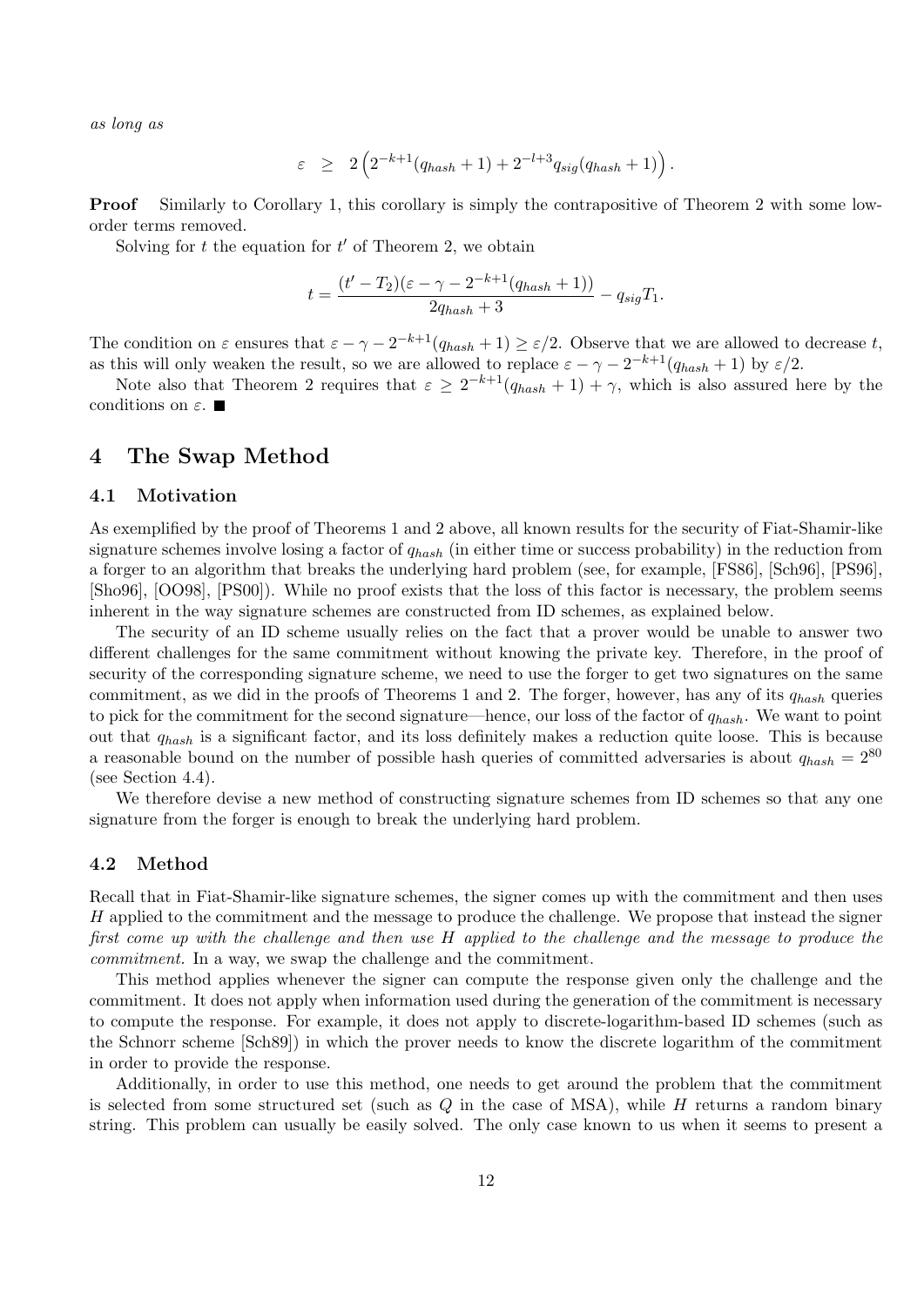*as long as*

$$\varepsilon \;\; \geq \;\; 2\left(2^{-k+1}(q_{hash}+1) + 2^{-l+3}q_{sig}(q_{hash}+1)\right).$$

**Proof** Similarly to Corollary 1, this corollary is simply the contrapositive of Theorem 2 with some low-order terms removed.

Solving for $t$ the equation for $t'$ of Theorem 2, we obtain

$$t = \frac{(t' - T_2)(\varepsilon - \gamma - 2^{-k+1}(q_{hash}+1))}{2q_{hash}+3} - q_{sig}T_1.$$

The condition on $\varepsilon$ ensures that $\varepsilon - \gamma - 2^{-k+1}(q_{hash}+1) \geq \varepsilon/2$. Observe that we are allowed to decrease $t$, as this will only weaken the result, so we are allowed to replace $\varepsilon - \gamma - 2^{-k+1}(q_{hash}+1)$ by $\varepsilon/2$.

Note also that Theorem 2 requires that $\varepsilon \geq 2^{-k+1}(q_{hash}+1) + \gamma$, which is also assured here by the conditions on $\varepsilon$. ■

# 4 The Swap Method

## 4.1 Motivation

As exemplified by the proof of Theorems 1 and 2 above, all known results for the security of Fiat-Shamir-like signature schemes involve losing a factor of $q_{hash}$ (in either time or success probability) in the reduction from a forger to an algorithm that breaks the underlying hard problem (see, for example, [FS86], [Sch96], [PS96], [Sho96], [OO98], [PS00]). While no proof exists that the loss of this factor is necessary, the problem seems inherent in the way signature schemes are constructed from ID schemes, as explained below.

The security of an ID scheme usually relies on the fact that a prover would be unable to answer two different challenges for the same commitment without knowing the private key. Therefore, in the proof of security of the corresponding signature scheme, we need to use the forger to get two signatures on the same commitment, as we did in the proofs of Theorems 1 and 2. The forger, however, has any of its $q_{hash}$ queries to pick for the commitment for the second signature—hence, our loss of the factor of $q_{hash}$. We want to point out that $q_{hash}$ is a significant factor, and its loss definitely makes a reduction quite loose. This is because a reasonable bound on the number of possible hash queries of committed adversaries is about $q_{hash} = 2^{80}$ (see Section 4.4).

We therefore devise a new method of constructing signature schemes from ID schemes so that any one signature from the forger is enough to break the underlying hard problem.

## 4.2 Method

Recall that in Fiat-Shamir-like signature schemes, the signer comes up with the commitment and then uses $H$ applied to the commitment and the message to produce the challenge. We propose that instead the signer *first come up with the challenge and then use $H$ applied to the challenge and the message to produce the commitment.* In a way, we swap the challenge and the commitment.

This method applies whenever the signer can compute the response given only the challenge and the commitment. It does not apply when information used during the generation of the commitment is necessary to compute the response. For example, it does not apply to discrete-logarithm-based ID schemes (such as the Schnorr scheme [Sch89]) in which the prover needs to know the discrete logarithm of the commitment in order to provide the response.

Additionally, in order to use this method, one needs to get around the problem that the commitment is selected from some structured set (such as $Q$ in the case of MSA), while $H$ returns a random binary string. This problem can usually be easily solved. The only case known to us when it seems to present a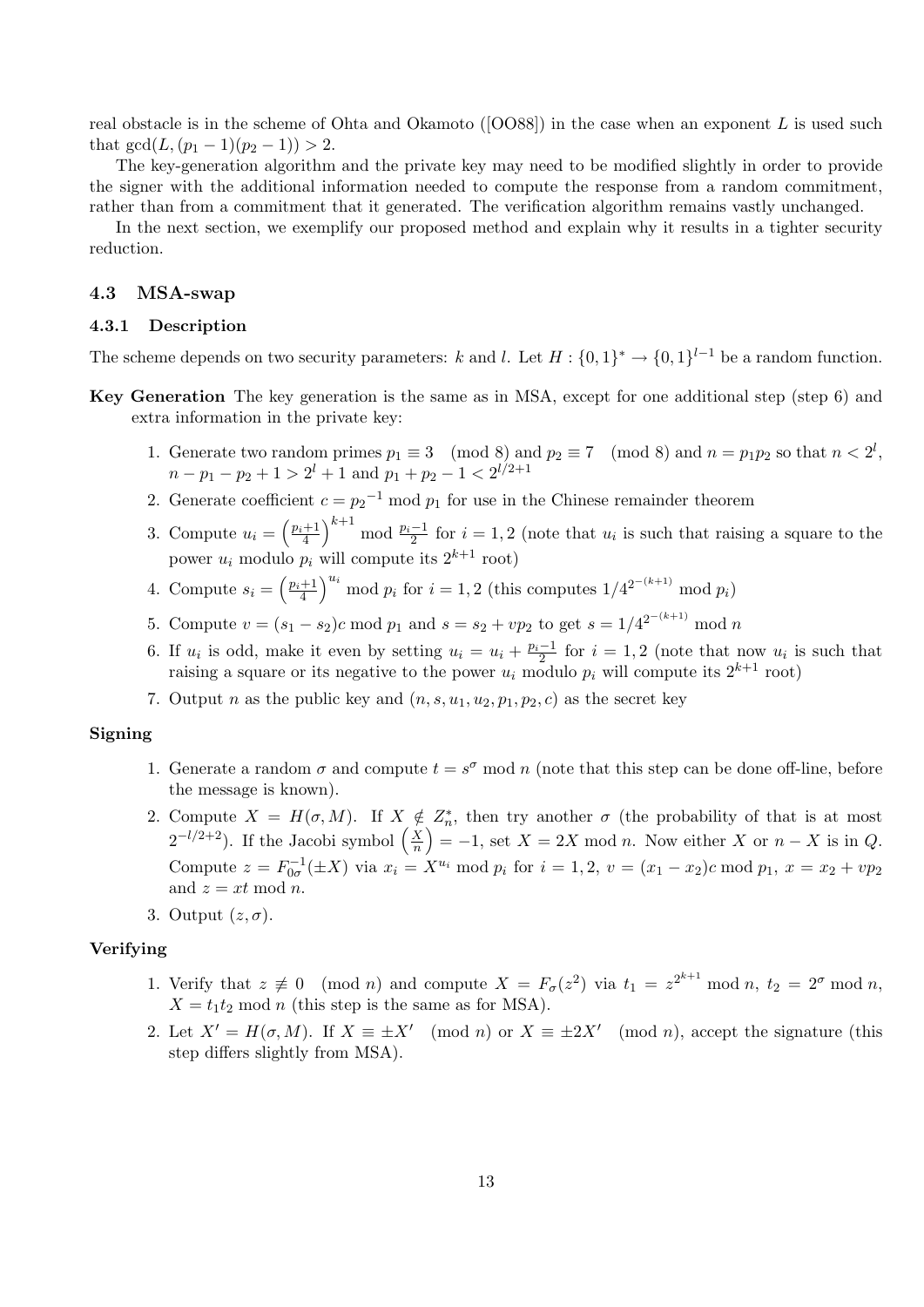real obstacle is in the scheme of Ohta and Okamoto ([OO88]) in the case when an exponent $L$ is used such that $\gcd(L, (p_1 - 1)(p_2 - 1)) > 2$.

The key-generation algorithm and the private key may need to be modified slightly in order to provide the signer with the additional information needed to compute the response from a random commitment, rather than from a commitment that it generated. The verification algorithm remains vastly unchanged.

In the next section, we exemplify our proposed method and explain why it results in a tighter security reduction.

### 4.3 MSA-swap

#### 4.3.1 Description

The scheme depends on two security parameters: $k$ and $l$. Let $H : \{0,1\}^* \to \{0,1\}^{l-1}$ be a random function.

**Key Generation** The key generation is the same as in MSA, except for one additional step (step 6) and extra information in the private key:

1. Generate two random primes $p_1 \equiv 3 \pmod 8$ and $p_2 \equiv 7 \pmod 8$ and $n = p_1 p_2$ so that $n < 2^l$, $n - p_1 - p_2 + 1 > 2^l + 1$ and $p_1 + p_2 - 1 < 2^{l/2+1}$
2. Generate coefficient $c = {p_2}^{-1} \bmod p_1$ for use in the Chinese remainder theorem
3. Compute $u_i = \left(\frac{p_i+1}{4}\right)^{k+1} \bmod \frac{p_i-1}{2}$ for $i = 1, 2$ (note that $u_i$ is such that raising a square to the power $u_i$ modulo $p_i$ will compute its $2^{k+1}$ root)
4. Compute $s_i = \left(\frac{p_i+1}{4}\right)^{u_i} \bmod p_i$ for $i = 1, 2$ (this computes $1/4^{2^{-(k+1)}} \bmod p_i$)
5. Compute $v = (s_1 - s_2)c \bmod p_1$ and $s = s_2 + v p_2$ to get $s = 1/4^{2^{-(k+1)}} \bmod n$
6. If $u_i$ is odd, make it even by setting $u_i = u_i + \frac{p_i-1}{2}$ for $i = 1, 2$ (note that now $u_i$ is such that raising a square or its negative to the power $u_i$ modulo $p_i$ will compute its $2^{k+1}$ root)
7. Output $n$ as the public key and $(n, s, u_1, u_2, p_1, p_2, c)$ as the secret key

**Signing**

1. Generate a random $\sigma$ and compute $t = s^\sigma \bmod n$ (note that this step can be done off-line, before the message is known).
2. Compute $X = H(\sigma, M)$. If $X \notin Z_n^*$, then try another $\sigma$ (the probability of that is at most $2^{-l/2+2}$). If the Jacobi symbol $\left(\frac{X}{n}\right) = -1$, set $X = 2X \bmod n$. Now either $X$ or $n - X$ is in $Q$. Compute $z = F_{0\sigma}^{-1}(\pm X)$ via $x_i = X^{u_i} \bmod p_i$ for $i = 1, 2$, $v = (x_1 - x_2)c \bmod p_1$, $x = x_2 + v p_2$ and $z = xt \bmod n$.
3. Output $(z, \sigma)$.

**Verifying**

1. Verify that $z \not\equiv 0 \pmod n$ and compute $X = F_\sigma(z^2)$ via $t_1 = z^{2^{k+1}} \bmod n$, $t_2 = 2^\sigma \bmod n$, $X = t_1 t_2 \bmod n$ (this step is the same as for MSA).
2. Let $X' = H(\sigma, M)$. If $X \equiv \pm X' \pmod n$ or $X \equiv \pm 2X' \pmod n$, accept the signature (this step differs slightly from MSA).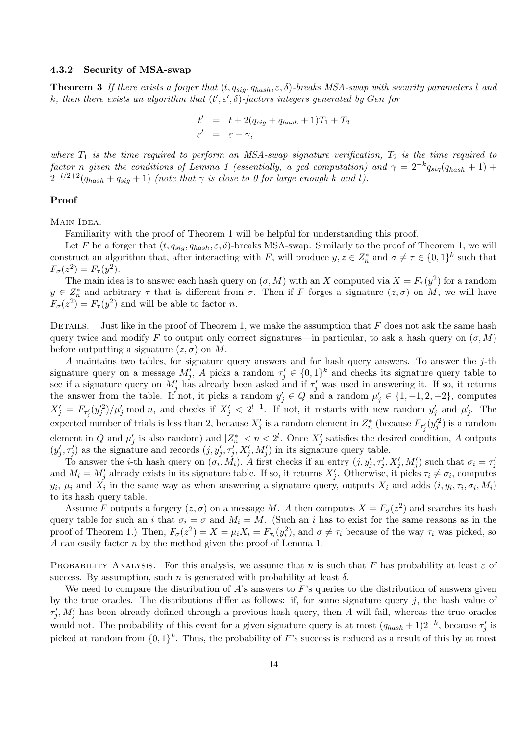### 4.3.2 Security of MSA-swap

**Theorem 3** *If there exists a forger that $(t, q_{sig}, q_{hash}, \varepsilon, \delta)$-breaks MSA-swap with security parameters $l$ and $k$, then there exists an algorithm that $(t', \varepsilon', \delta)$-factors integers generated by Gen for*

$$
\begin{aligned}
t' &= t + 2(q_{sig} + q_{hash} + 1)T_1 + T_2 \\
\varepsilon' &= \varepsilon - \gamma,
\end{aligned}
$$

*where $T_1$ is the time required to perform an MSA-swap signature verification, $T_2$ is the time required to factor $n$ given the conditions of Lemma 1 (essentially, a gcd computation) and $\gamma = 2^{-k}q_{sig}(q_{hash}+1) + 2^{-l/2+2}(q_{hash} + q_{sig} + 1)$ (note that $\gamma$ is close to 0 for large enough $k$ and $l$).*

**Proof**

Main Idea.

Familiarity with the proof of Theorem 1 will be helpful for understanding this proof.

Let $F$ be a forger that $(t, q_{sig}, q_{hash}, \varepsilon, \delta)$-breaks MSA-swap. Similarly to the proof of Theorem 1, we will construct an algorithm that, after interacting with $F$, will produce $y, z \in Z_n^*$ and $\sigma \neq \tau \in \{0,1\}^k$ such that $F_\sigma(z^2) = F_\tau(y^2)$.

The main idea is to answer each hash query on $(\sigma, M)$ with an $X$ computed via $X = F_\tau(y^2)$ for a random $y \in Z_n^*$ and arbitrary $\tau$ that is different from $\sigma$. Then if $F$ forges a signature $(z, \sigma)$ on $M$, we will have $F_\sigma(z^2) = F_\tau(y^2)$ and will be able to factor $n$.

Details. Just like in the proof of Theorem 1, we make the assumption that $F$ does not ask the same hash query twice and modify $F$ to output only correct signatures—in particular, to ask a hash query on $(\sigma, M)$ before outputting a signature $(z, \sigma)$ on $M$.

$A$ maintains two tables, for signature query answers and for hash query answers. To answer the $j$-th signature query on a message $M'_j$, $A$ picks a random $\tau'_j \in \{0,1\}^k$ and checks its signature query table to see if a signature query on $M'_j$ has already been asked and if $\tau'_j$ was used in answering it. If so, it returns the answer from the table. If not, it picks a random $y'_j \in Q$ and a random $\mu'_j \in \{1, -1, 2, -2\}$, computes $X'_j = F_{\tau'_j}(y'^2_j)/\mu'_j \bmod n$, and checks if $X'_j < 2^{l-1}$. If not, it restarts with new random $y'_j$ and $\mu'_j$. The expected number of trials is less than 2, because $X'_j$ is a random element in $Z_n^*$ (because $F_{\tau'_j}(y'^2_j)$ is a random element in $Q$ and $\mu'_j$ is also random) and $|Z_n^*| < n < 2^l$. Once $X'_j$ satisfies the desired condition, $A$ outputs $(y'_j, \tau'_j)$ as the signature and records $(j, y'_j, \tau'_j, X'_j, M'_j)$ in its signature query table.

To answer the $i$-th hash query on $(\sigma_i, M_i)$, $A$ first checks if an entry $(j, y'_j, \tau'_j, X'_j, M'_j)$ such that $\sigma_i = \tau'_j$ and $M_i = M'_j$ already exists in its signature table. If so, it returns $X'_j$. Otherwise, it picks $\tau_i \neq \sigma_i$, computes $y_i$, $\mu_i$ and $X_i$ in the same way as when answering a signature query, outputs $X_i$ and adds $(i, y_i, \tau_i, \sigma_i, M_i)$ to its hash query table.

Assume $F$ outputs a forgery $(z, \sigma)$ on a message $M$. $A$ then computes $X = F_\sigma(z^2)$ and searches its hash query table for such an $i$ that $\sigma_i = \sigma$ and $M_i = M$. (Such an $i$ has to exist for the same reasons as in the proof of Theorem 1.) Then, $F_\sigma(z^2) = X = \mu_i X_i = F_{\tau_i}(y_i^2)$, and $\sigma \neq \tau_i$ because of the way $\tau_i$ was picked, so $A$ can easily factor $n$ by the method given the proof of Lemma 1.

Probability Analysis. For this analysis, we assume that $n$ is such that $F$ has probability at least $\varepsilon$ of success. By assumption, such $n$ is generated with probability at least $\delta$.

We need to compare the distribution of $A$'s answers to $F$'s queries to the distribution of answers given by the true oracles. The distributions differ as follows: if, for some signature query $j$, the hash value of $\tau'_j, M'_j$ has been already defined through a previous hash query, then $A$ will fail, whereas the true oracles would not. The probability of this event for a given signature query is at most $(q_{hash}+1)2^{-k}$, because $\tau'_j$ is picked at random from $\{0,1\}^k$. Thus, the probability of $F$'s success is reduced as a result of this by at most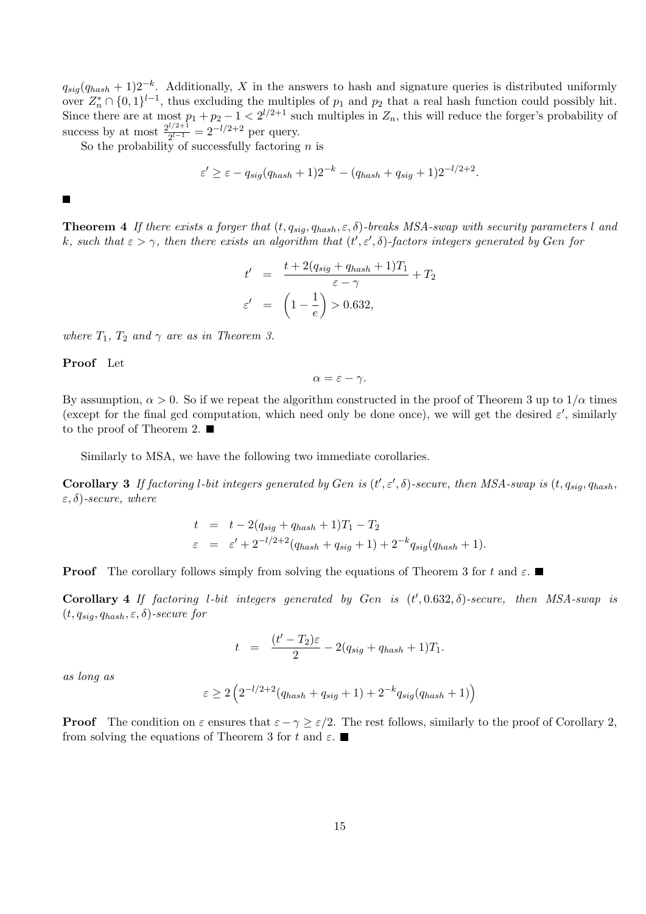$q_{sig}(q_{hash}+1)2^{-k}$. Additionally, $X$ in the answers to hash and signature queries is distributed uniformly over $Z_n^* \cap \{0,1\}^{l-1}$, thus excluding the multiples of $p_1$ and $p_2$ that a real hash function could possibly hit. Since there are at most $p_1 + p_2 - 1 < 2^{l/2+1}$ such multiples in $Z_n$, this will reduce the forger's probability of success by at most $\frac{2^{l/2+1}}{2^{l-1}} = 2^{-l/2+2}$ per query.

So the probability of successfully factoring $n$ is

$$\varepsilon' \geq \varepsilon - q_{sig}(q_{hash}+1)2^{-k} - (q_{hash}+q_{sig}+1)2^{-l/2+2}.$$

■

**Theorem 4** *If there exists a forger that $(t, q_{sig}, q_{hash}, \varepsilon, \delta)$-breaks MSA-swap with security parameters $l$ and $k$, such that $\varepsilon > \gamma$, then there exists an algorithm that $(t', \varepsilon', \delta)$-factors integers generated by Gen for*

$$\begin{aligned} t' &= \frac{t + 2(q_{sig}+q_{hash}+1)T_1}{\varepsilon - \gamma} + T_2 \\ \varepsilon' &= \left(1 - \frac{1}{e}\right) > 0.632, \end{aligned}$$

*where $T_1$, $T_2$ and $\gamma$ are as in Theorem 3.*

**Proof** Let

$$\alpha = \varepsilon - \gamma.$$

By assumption, $\alpha > 0$. So if we repeat the algorithm constructed in the proof of Theorem 3 up to $1/\alpha$ times (except for the final gcd computation, which need only be done once), we will get the desired $\varepsilon'$, similarly to the proof of Theorem 2. ■

Similarly to MSA, we have the following two immediate corollaries.

**Corollary 3** *If factoring $l$-bit integers generated by Gen is $(t', \varepsilon', \delta)$-secure, then MSA-swap is $(t, q_{sig}, q_{hash}, \varepsilon, \delta)$-secure, where*

$$\begin{aligned} t &= t - 2(q_{sig}+q_{hash}+1)T_1 - T_2 \\ \varepsilon &= \varepsilon' + 2^{-l/2+2}(q_{hash}+q_{sig}+1) + 2^{-k}q_{sig}(q_{hash}+1). \end{aligned}$$

**Proof** The corollary follows simply from solving the equations of Theorem 3 for $t$ and $\varepsilon$. ■

**Corollary 4** *If factoring $l$-bit integers generated by Gen is $(t', 0.632, \delta)$-secure, then MSA-swap is $(t, q_{sig}, q_{hash}, \varepsilon, \delta)$-secure for*

$$t = \frac{(t' - T_2)\varepsilon}{2} - 2(q_{sig}+q_{hash}+1)T_1.$$

*as long as*

$$\varepsilon \geq 2\left(2^{-l/2+2}(q_{hash}+q_{sig}+1) + 2^{-k}q_{sig}(q_{hash}+1)\right)$$

**Proof** The condition on $\varepsilon$ ensures that $\varepsilon - \gamma \geq \varepsilon/2$. The rest follows, similarly to the proof of Corollary 2, from solving the equations of Theorem 3 for $t$ and $\varepsilon$. ■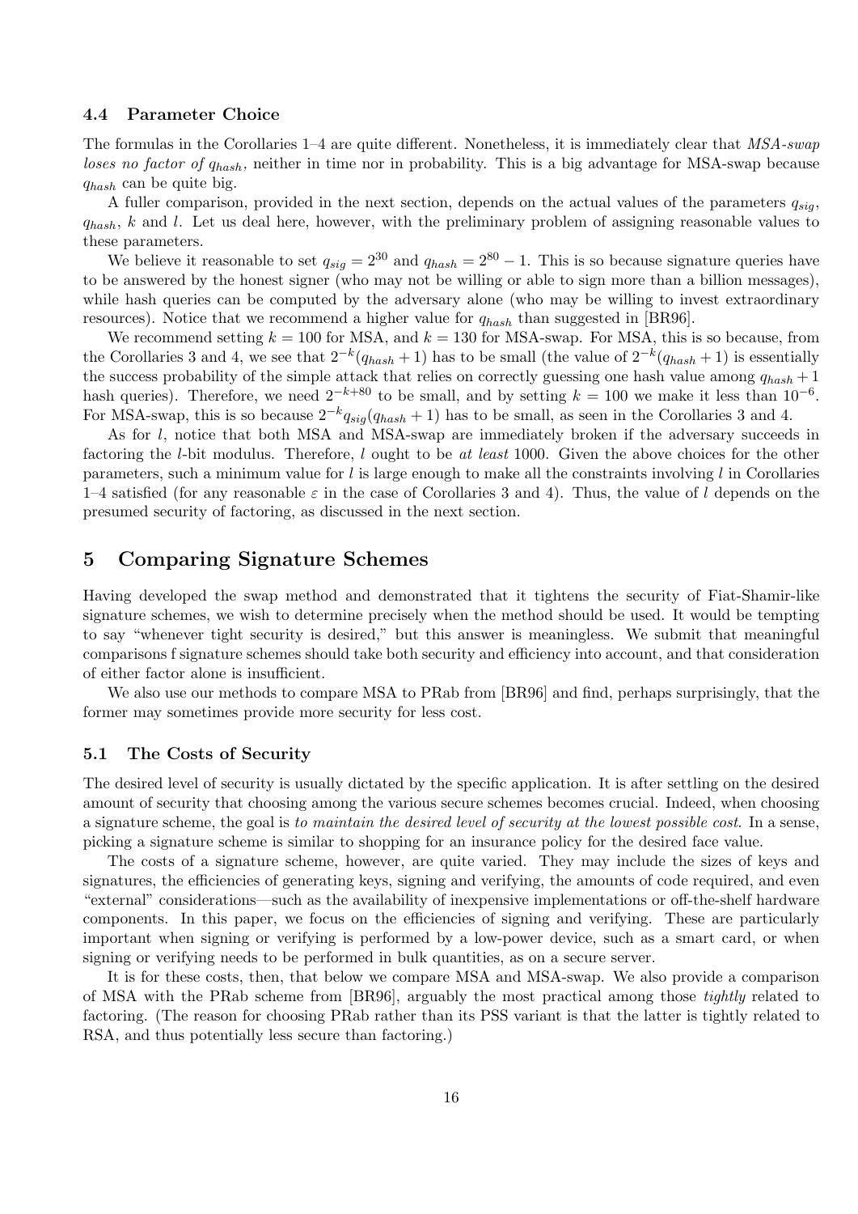### 4.4 Parameter Choice

The formulas in the Corollaries 1–4 are quite different. Nonetheless, it is immediately clear that *MSA-swap loses no factor of $q_{hash}$*, neither in time nor in probability. This is a big advantage for MSA-swap because $q_{hash}$ can be quite big.

A fuller comparison, provided in the next section, depends on the actual values of the parameters $q_{sig}$, $q_{hash}$, $k$ and $l$. Let us deal here, however, with the preliminary problem of assigning reasonable values to these parameters.

We believe it reasonable to set $q_{sig} = 2^{30}$ and $q_{hash} = 2^{80} - 1$. This is so because signature queries have to be answered by the honest signer (who may not be willing or able to sign more than a billion messages), while hash queries can be computed by the adversary alone (who may be willing to invest extraordinary resources). Notice that we recommend a higher value for $q_{hash}$ than suggested in [BR96].

We recommend setting $k = 100$ for MSA, and $k = 130$ for MSA-swap. For MSA, this is so because, from the Corollaries 3 and 4, we see that $2^{-k}(q_{hash} + 1)$ has to be small (the value of $2^{-k}(q_{hash} + 1)$ is essentially the success probability of the simple attack that relies on correctly guessing one hash value among $q_{hash} + 1$ hash queries). Therefore, we need $2^{-k+80}$ to be small, and by setting $k = 100$ we make it less than $10^{-6}$. For MSA-swap, this is so because $2^{-k}q_{sig}(q_{hash} + 1)$ has to be small, as seen in the Corollaries 3 and 4.

As for $l$, notice that both MSA and MSA-swap are immediately broken if the adversary succeeds in factoring the $l$-bit modulus. Therefore, $l$ ought to be *at least* 1000. Given the above choices for the other parameters, such a minimum value for $l$ is large enough to make all the constraints involving $l$ in Corollaries 1–4 satisfied (for any reasonable $\varepsilon$ in the case of Corollaries 3 and 4). Thus, the value of $l$ depends on the presumed security of factoring, as discussed in the next section.

## 5 Comparing Signature Schemes

Having developed the swap method and demonstrated that it tightens the security of Fiat-Shamir-like signature schemes, we wish to determine precisely when the method should be used. It would be tempting to say "whenever tight security is desired," but this answer is meaningless. We submit that meaningful comparisons f signature schemes should take both security and efficiency into account, and that consideration of either factor alone is insufficient.

We also use our methods to compare MSA to PRab from [BR96] and find, perhaps surprisingly, that the former may sometimes provide more security for less cost.

### 5.1 The Costs of Security

The desired level of security is usually dictated by the specific application. It is after settling on the desired amount of security that choosing among the various secure schemes becomes crucial. Indeed, when choosing a signature scheme, the goal is *to maintain the desired level of security at the lowest possible cost*. In a sense, picking a signature scheme is similar to shopping for an insurance policy for the desired face value.

The costs of a signature scheme, however, are quite varied. They may include the sizes of keys and signatures, the efficiencies of generating keys, signing and verifying, the amounts of code required, and even "external" considerations—such as the availability of inexpensive implementations or off-the-shelf hardware components. In this paper, we focus on the efficiencies of signing and verifying. These are particularly important when signing or verifying is performed by a low-power device, such as a smart card, or when signing or verifying needs to be performed in bulk quantities, as on a secure server.

It is for these costs, then, that below we compare MSA and MSA-swap. We also provide a comparison of MSA with the PRab scheme from [BR96], arguably the most practical among those *tightly* related to factoring. (The reason for choosing PRab rather than its PSS variant is that the latter is tightly related to RSA, and thus potentially less secure than factoring.)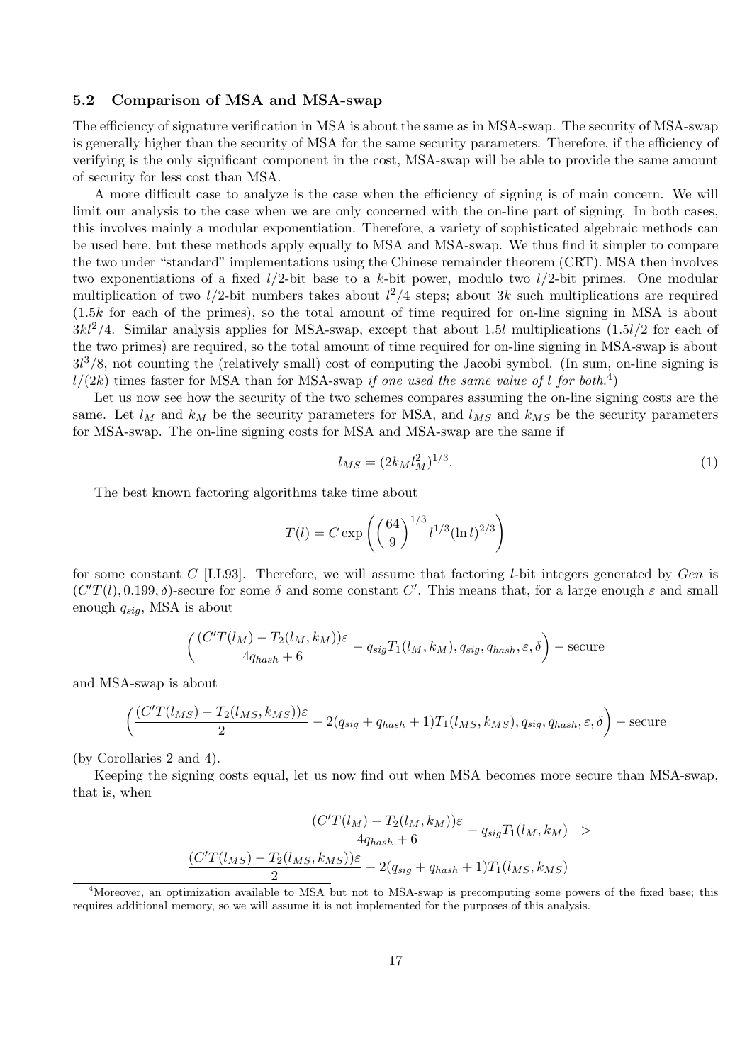### 5.2 Comparison of MSA and MSA-swap

The efficiency of signature verification in MSA is about the same as in MSA-swap. The security of MSA-swap is generally higher than the security of MSA for the same security parameters. Therefore, if the efficiency of verifying is the only significant component in the cost, MSA-swap will be able to provide the same amount of security for less cost than MSA.

A more difficult case to analyze is the case when the efficiency of signing is of main concern. We will limit our analysis to the case when we are only concerned with the on-line part of signing. In both cases, this involves mainly a modular exponentiation. Therefore, a variety of sophisticated algebraic methods can be used here, but these methods apply equally to MSA and MSA-swap. We thus find it simpler to compare the two under "standard" implementations using the Chinese remainder theorem (CRT). MSA then involves two exponentiations of a fixed $l/2$-bit base to a $k$-bit power, modulo two $l/2$-bit primes. One modular multiplication of two $l/2$-bit numbers takes about $l^2/4$ steps; about $3k$ such multiplications are required ($1.5k$ for each of the primes), so the total amount of time required for on-line signing in MSA is about $3kl^2/4$. Similar analysis applies for MSA-swap, except that about $1.5l$ multiplications ($1.5l/2$ for each of the two primes) are required, so the total amount of time required for on-line signing in MSA-swap is about $3l^3/8$, not counting the (relatively small) cost of computing the Jacobi symbol. (In sum, on-line signing is $l/(2k)$ times faster for MSA than for MSA-swap *if one used the same value of $l$ for both.*[4])

Let us now see how the security of the two schemes compares assuming the on-line signing costs are the same. Let $l_M$ and $k_M$ be the security parameters for MSA, and $l_{MS}$ and $k_{MS}$ be the security parameters for MSA-swap. The on-line signing costs for MSA and MSA-swap are the same if

$$l_{MS} = (2k_M l_M^2)^{1/3}. \tag{1}$$

The best known factoring algorithms take time about

$$T(l) = C \exp\left(\left(\frac{64}{9}\right)^{1/3} l^{1/3} (\ln l)^{2/3}\right)$$

for some constant $C$ [LL93]. Therefore, we will assume that factoring $l$-bit integers generated by $Gen$ is $(C'T(l), 0.199, \delta)$-secure for some $\delta$ and some constant $C'$. This means that, for a large enough $\varepsilon$ and small enough $q_{sig}$, MSA is about

$$\left(\frac{(C'T(l_M) - T_2(l_M, k_M))\varepsilon}{4q_{hash} + 6} - q_{sig}T_1(l_M, k_M), q_{sig}, q_{hash}, \varepsilon, \delta\right) - \text{secure}$$

and MSA-swap is about

$$\left(\frac{(C'T(l_{MS}) - T_2(l_{MS}, k_{MS}))\varepsilon}{2} - 2(q_{sig} + q_{hash} + 1)T_1(l_{MS}, k_{MS}), q_{sig}, q_{hash}, \varepsilon, \delta\right) - \text{secure}$$

(by Corollaries 2 and 4).

Keeping the signing costs equal, let us now find out when MSA becomes more secure than MSA-swap, that is, when

$$\frac{(C'T(l_M) - T_2(l_M, k_M))\varepsilon}{4q_{hash} + 6} - q_{sig}T_1(l_M, k_M) \quad > $$
$$\frac{(C'T(l_{MS}) - T_2(l_{MS}, k_{MS}))\varepsilon}{2} - 2(q_{sig} + q_{hash} + 1)T_1(l_{MS}, k_{MS})$$

[4] Moreover, an optimization available to MSA but not to MSA-swap is precomputing some powers of the fixed base; this requires additional memory, so we will assume it is not implemented for the purposes of this analysis.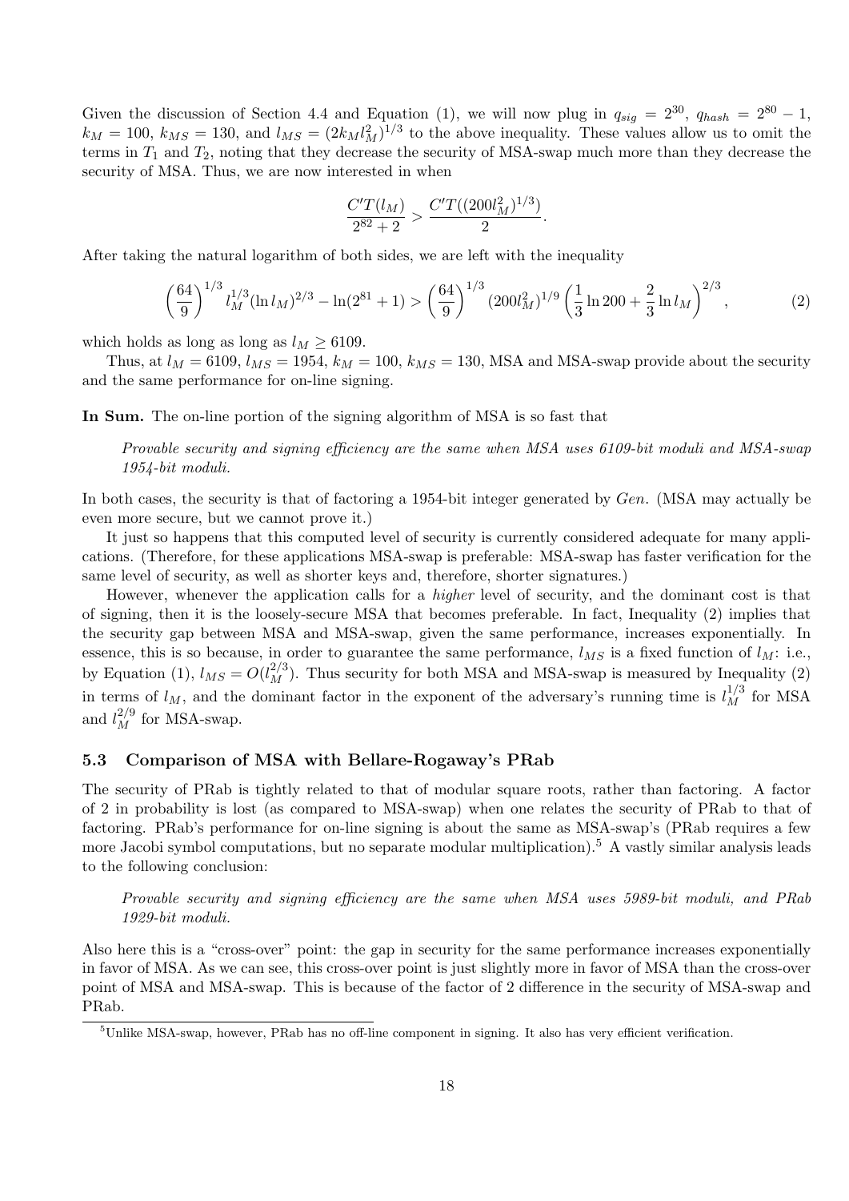Given the discussion of Section 4.4 and Equation (1), we will now plug in $q_{sig} = 2^{30}$, $q_{hash} = 2^{80} - 1$, $k_M = 100$, $k_{MS} = 130$, and $l_{MS} = (2k_M l_M^2)^{1/3}$ to the above inequality. These values allow us to omit the terms in $T_1$ and $T_2$, noting that they decrease the security of MSA-swap much more than they decrease the security of MSA. Thus, we are now interested in when

$$\frac{C'T(l_M)}{2^{82}+2} > \frac{C'T((200l_M^2)^{1/3})}{2}.$$

After taking the natural logarithm of both sides, we are left with the inequality

$$\left(\frac{64}{9}\right)^{1/3} l_M^{1/3} (\ln l_M)^{2/3} - \ln(2^{81}+1) > \left(\frac{64}{9}\right)^{1/3} (200l_M^2)^{1/9} \left(\frac{1}{3}\ln 200 + \frac{2}{3}\ln l_M\right)^{2/3}, \tag{2}$$

which holds as long as long as $l_M \geq 6109$.

Thus, at $l_M = 6109$, $l_{MS} = 1954$, $k_M = 100$, $k_{MS} = 130$, MSA and MSA-swap provide about the security and the same performance for on-line signing.

**In Sum.** The on-line portion of the signing algorithm of MSA is so fast that

> *Provable security and signing efficiency are the same when MSA uses 6109-bit moduli and MSA-swap 1954-bit moduli.*

In both cases, the security is that of factoring a 1954-bit integer generated by *Gen*. (MSA may actually be even more secure, but we cannot prove it.)

It just so happens that this computed level of security is currently considered adequate for many applications. (Therefore, for these applications MSA-swap is preferable: MSA-swap has faster verification for the same level of security, as well as shorter keys and, therefore, shorter signatures.)

However, whenever the application calls for a *higher* level of security, and the dominant cost is that of signing, then it is the loosely-secure MSA that becomes preferable. In fact, Inequality (2) implies that the security gap between MSA and MSA-swap, given the same performance, increases exponentially. In essence, this is so because, in order to guarantee the same performance, $l_{MS}$ is a fixed function of $l_M$: i.e., by Equation (1), $l_{MS} = O(l_M^{2/3})$. Thus security for both MSA and MSA-swap is measured by Inequality (2) in terms of $l_M$, and the dominant factor in the exponent of the adversary's running time is $l_M^{1/3}$ for MSA and $l_M^{2/9}$ for MSA-swap.

### 5.3 Comparison of MSA with Bellare-Rogaway's PRab

The security of PRab is tightly related to that of modular square roots, rather than factoring. A factor of 2 in probability is lost (as compared to MSA-swap) when one relates the security of PRab to that of factoring. PRab's performance for on-line signing is about the same as MSA-swap's (PRab requires a few more Jacobi symbol computations, but no separate modular multiplication).[5] A vastly similar analysis leads to the following conclusion:

> *Provable security and signing efficiency are the same when MSA uses 5989-bit moduli, and PRab 1929-bit moduli.*

Also here this is a "cross-over" point: the gap in security for the same performance increases exponentially in favor of MSA. As we can see, this cross-over point is just slightly more in favor of MSA than the cross-over point of MSA and MSA-swap. This is because of the factor of 2 difference in the security of MSA-swap and PRab.

[5] Unlike MSA-swap, however, PRab has no off-line component in signing. It also has very efficient verification.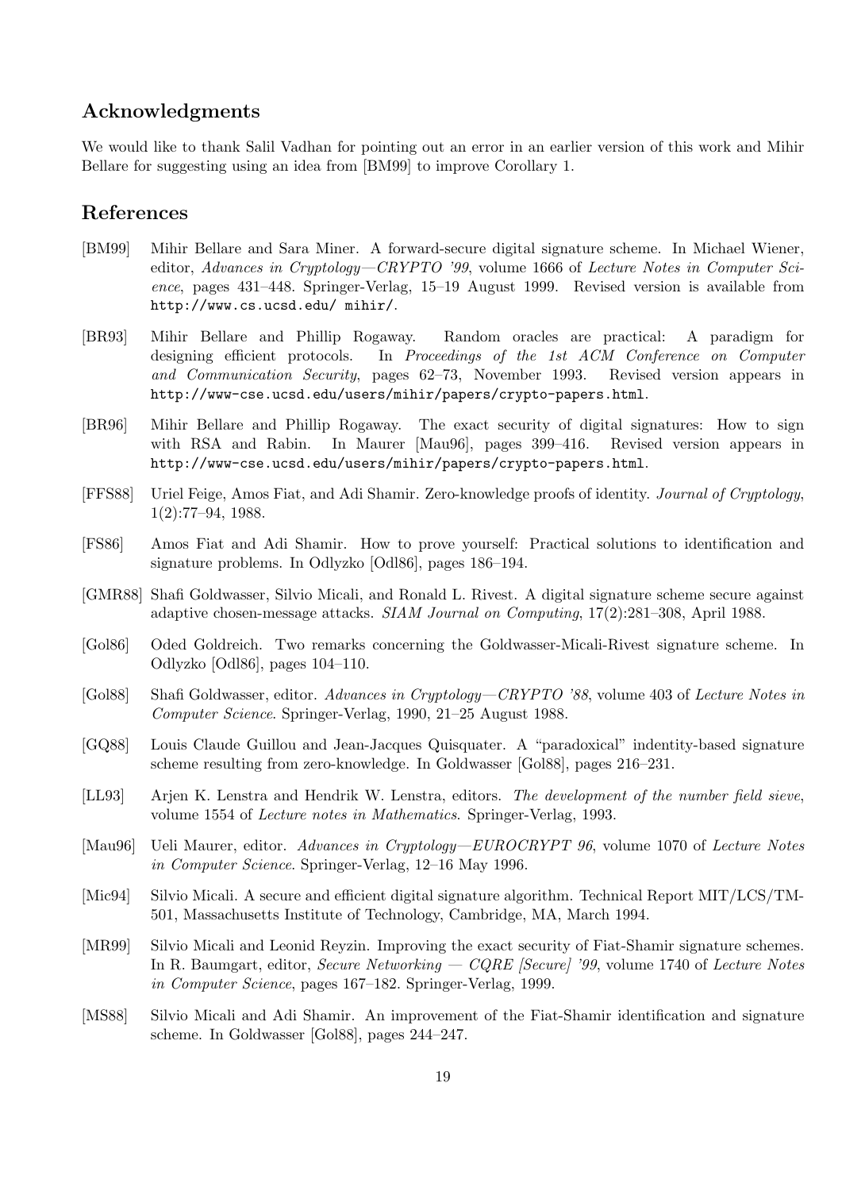## Acknowledgments

We would like to thank Salil Vadhan for pointing out an error in an earlier version of this work and Mihir Bellare for suggesting using an idea from [BM99] to improve Corollary 1.

## References

[BM99] Mihir Bellare and Sara Miner. A forward-secure digital signature scheme. In Michael Wiener, editor, *Advances in Cryptology—CRYPTO '99*, volume 1666 of *Lecture Notes in Computer Science*, pages 431–448. Springer-Verlag, 15–19 August 1999. Revised version is available from `http://www.cs.ucsd.edu/ mihir/`.

[BR93] Mihir Bellare and Phillip Rogaway. Random oracles are practical: A paradigm for designing efficient protocols. In *Proceedings of the 1st ACM Conference on Computer and Communication Security*, pages 62–73, November 1993. Revised version appears in `http://www-cse.ucsd.edu/users/mihir/papers/crypto-papers.html`.

[BR96] Mihir Bellare and Phillip Rogaway. The exact security of digital signatures: How to sign with RSA and Rabin. In Maurer [Mau96], pages 399–416. Revised version appears in `http://www-cse.ucsd.edu/users/mihir/papers/crypto-papers.html`.

[FFS88] Uriel Feige, Amos Fiat, and Adi Shamir. Zero-knowledge proofs of identity. *Journal of Cryptology*, 1(2):77–94, 1988.

[FS86] Amos Fiat and Adi Shamir. How to prove yourself: Practical solutions to identification and signature problems. In Odlyzko [Odl86], pages 186–194.

[GMR88] Shafi Goldwasser, Silvio Micali, and Ronald L. Rivest. A digital signature scheme secure against adaptive chosen-message attacks. *SIAM Journal on Computing*, 17(2):281–308, April 1988.

[Gol86] Oded Goldreich. Two remarks concerning the Goldwasser-Micali-Rivest signature scheme. In Odlyzko [Odl86], pages 104–110.

[Gol88] Shafi Goldwasser, editor. *Advances in Cryptology—CRYPTO '88*, volume 403 of *Lecture Notes in Computer Science*. Springer-Verlag, 1990, 21–25 August 1988.

[GQ88] Louis Claude Guillou and Jean-Jacques Quisquater. A "paradoxical" indentity-based signature scheme resulting from zero-knowledge. In Goldwasser [Gol88], pages 216–231.

[LL93] Arjen K. Lenstra and Hendrik W. Lenstra, editors. *The development of the number field sieve*, volume 1554 of *Lecture notes in Mathematics*. Springer-Verlag, 1993.

[Mau96] Ueli Maurer, editor. *Advances in Cryptology—EUROCRYPT 96*, volume 1070 of *Lecture Notes in Computer Science*. Springer-Verlag, 12–16 May 1996.

[Mic94] Silvio Micali. A secure and efficient digital signature algorithm. Technical Report MIT/LCS/TM-501, Massachusetts Institute of Technology, Cambridge, MA, March 1994.

[MR99] Silvio Micali and Leonid Reyzin. Improving the exact security of Fiat-Shamir signature schemes. In R. Baumgart, editor, *Secure Networking — CQRE [Secure] '99*, volume 1740 of *Lecture Notes in Computer Science*, pages 167–182. Springer-Verlag, 1999.

[MS88] Silvio Micali and Adi Shamir. An improvement of the Fiat-Shamir identification and signature scheme. In Goldwasser [Gol88], pages 244–247.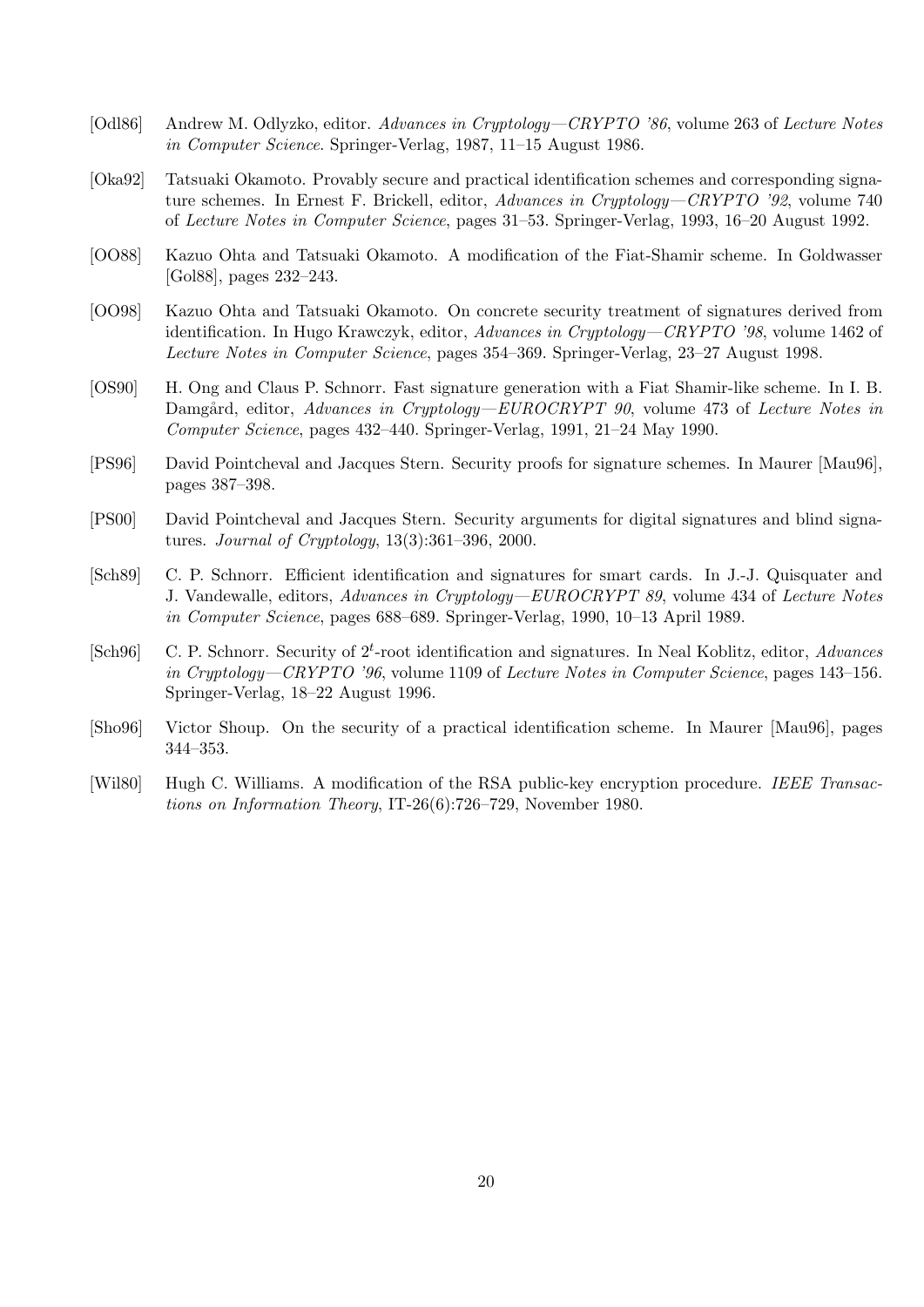[Odl86] Andrew M. Odlyzko, editor. *Advances in Cryptology—CRYPTO '86*, volume 263 of *Lecture Notes in Computer Science*. Springer-Verlag, 1987, 11–15 August 1986.

[Oka92] Tatsuaki Okamoto. Provably secure and practical identification schemes and corresponding signature schemes. In Ernest F. Brickell, editor, *Advances in Cryptology—CRYPTO '92*, volume 740 of *Lecture Notes in Computer Science*, pages 31–53. Springer-Verlag, 1993, 16–20 August 1992.

[OO88] Kazuo Ohta and Tatsuaki Okamoto. A modification of the Fiat-Shamir scheme. In Goldwasser [Gol88], pages 232–243.

[OO98] Kazuo Ohta and Tatsuaki Okamoto. On concrete security treatment of signatures derived from identification. In Hugo Krawczyk, editor, *Advances in Cryptology—CRYPTO '98*, volume 1462 of *Lecture Notes in Computer Science*, pages 354–369. Springer-Verlag, 23–27 August 1998.

[OS90] H. Ong and Claus P. Schnorr. Fast signature generation with a Fiat Shamir-like scheme. In I. B. Damgård, editor, *Advances in Cryptology—EUROCRYPT 90*, volume 473 of *Lecture Notes in Computer Science*, pages 432–440. Springer-Verlag, 1991, 21–24 May 1990.

[PS96] David Pointcheval and Jacques Stern. Security proofs for signature schemes. In Maurer [Mau96], pages 387–398.

[PS00] David Pointcheval and Jacques Stern. Security arguments for digital signatures and blind signatures. *Journal of Cryptology*, 13(3):361–396, 2000.

[Sch89] C. P. Schnorr. Efficient identification and signatures for smart cards. In J.-J. Quisquater and J. Vandewalle, editors, *Advances in Cryptology—EUROCRYPT 89*, volume 434 of *Lecture Notes in Computer Science*, pages 688–689. Springer-Verlag, 1990, 10–13 April 1989.

[Sch96] C. P. Schnorr. Security of $2^t$-root identification and signatures. In Neal Koblitz, editor, *Advances in Cryptology—CRYPTO '96*, volume 1109 of *Lecture Notes in Computer Science*, pages 143–156. Springer-Verlag, 18–22 August 1996.

[Sho96] Victor Shoup. On the security of a practical identification scheme. In Maurer [Mau96], pages 344–353.

[Wil80] Hugh C. Williams. A modification of the RSA public-key encryption procedure. *IEEE Transactions on Information Theory*, IT-26(6):726–729, November 1980.